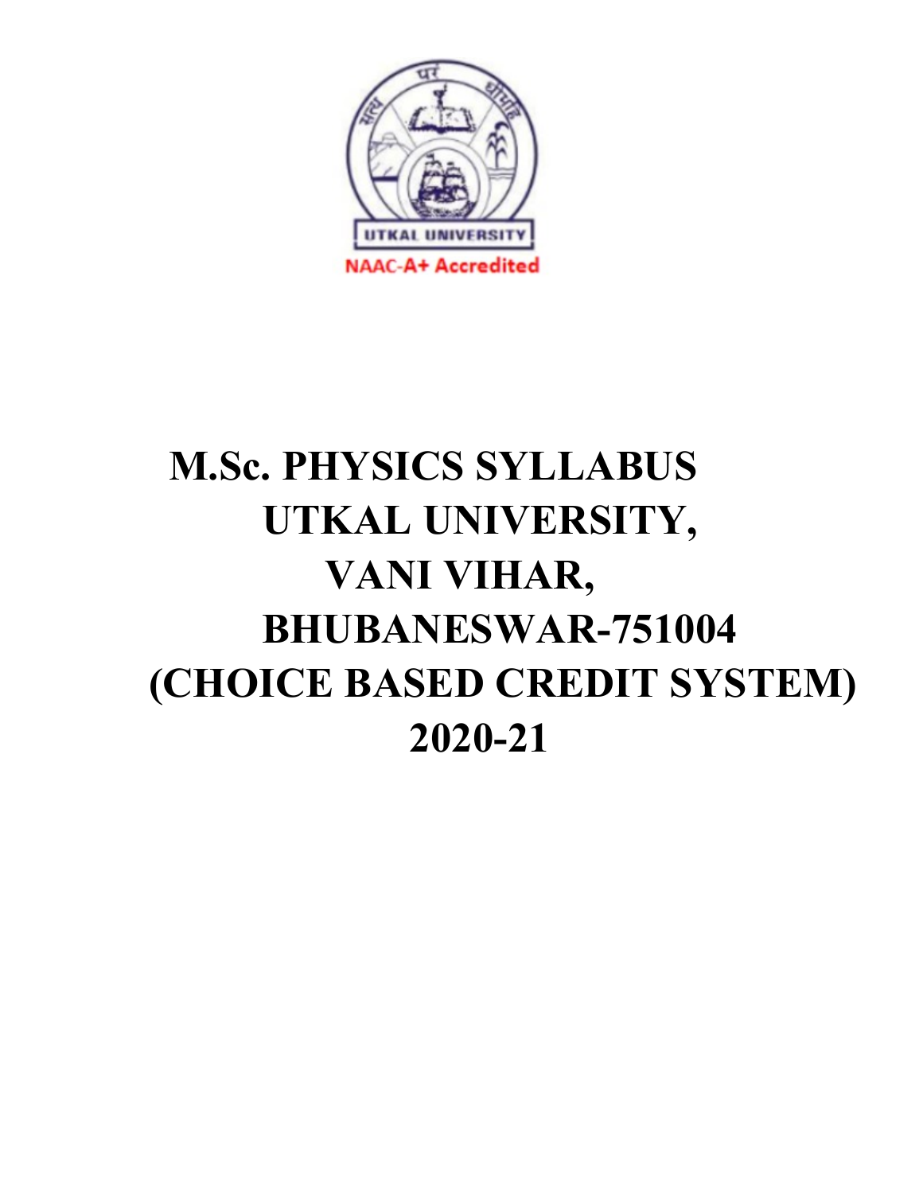UTKAL UNIVERSITY

NAAC-A+ Accredited

# M.Sc. PHYSICS SYLLABUS
# UTKAL UNIVERSITY,
# VANI VIHAR,
# BHUBANESWAR-751004
# (CHOICE BASED CREDIT SYSTEM)
# 2020-21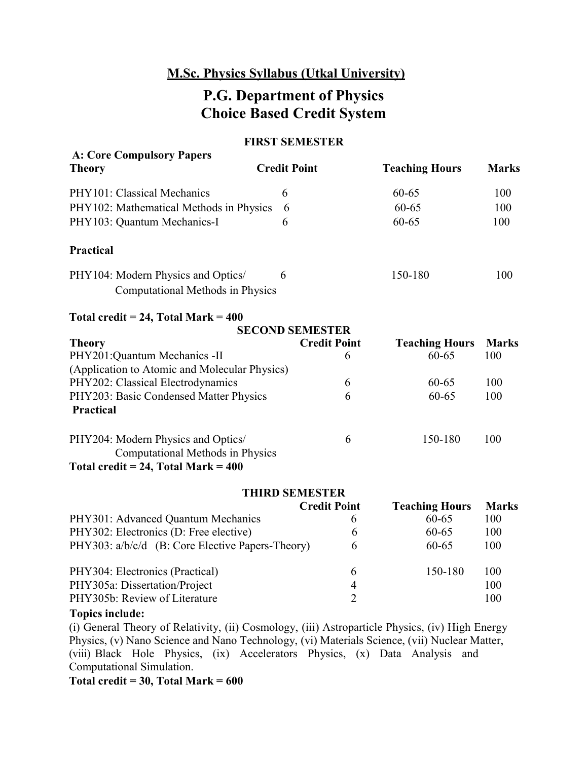## M.Sc. Physics Syllabus (Utkal University)

# P.G. Department of Physics
# Choice Based Credit System

### FIRST SEMESTER

**A: Core Compulsory Papers**

| Theory | Credit Point | Teaching Hours | Marks |
|---|---|---|---|
| PHY101: Classical Mechanics | 6 | 60-65 | 100 |
| PHY102: Mathematical Methods in Physics | 6 | 60-65 | 100 |
| PHY103: Quantum Mechanics-I | 6 | 60-65 | 100 |
| **Practical** | | | |
| PHY104: Modern Physics and Optics/ Computational Methods in Physics | 6 | 150-180 | 100 |

**Total credit = 24, Total Mark = 400**

### SECOND SEMESTER

| Theory | Credit Point | Teaching Hours | Marks |
|---|---|---|---|
| PHY201:Quantum Mechanics -II (Application to Atomic and Molecular Physics) | 6 | 60-65 | 100 |
| PHY202: Classical Electrodynamics | 6 | 60-65 | 100 |
| PHY203: Basic Condensed Matter Physics | 6 | 60-65 | 100 |
| **Practical** | | | |
| PHY204: Modern Physics and Optics/ Computational Methods in Physics | 6 | 150-180 | 100 |

**Total credit = 24, Total Mark = 400**

### THIRD SEMESTER

| | Credit Point | Teaching Hours | Marks |
|---|---|---|---|
| PHY301: Advanced Quantum Mechanics | 6 | 60-65 | 100 |
| PHY302: Electronics (D: Free elective) | 6 | 60-65 | 100 |
| PHY303: a/b/c/d (B: Core Elective Papers-Theory) | 6 | 60-65 | 100 |
| PHY304: Electronics (Practical) | 6 | 150-180 | 100 |
| PHY305a: Dissertation/Project | 4 | | 100 |
| PHY305b: Review of Literature | 2 | | 100 |

**Topics include:**

(i) General Theory of Relativity, (ii) Cosmology, (iii) Astroparticle Physics, (iv) High Energy Physics, (v) Nano Science and Nano Technology, (vi) Materials Science, (vii) Nuclear Matter, (viii) Black Hole Physics, (ix) Accelerators Physics, (x) Data Analysis and Computational Simulation.

**Total credit = 30, Total Mark = 600**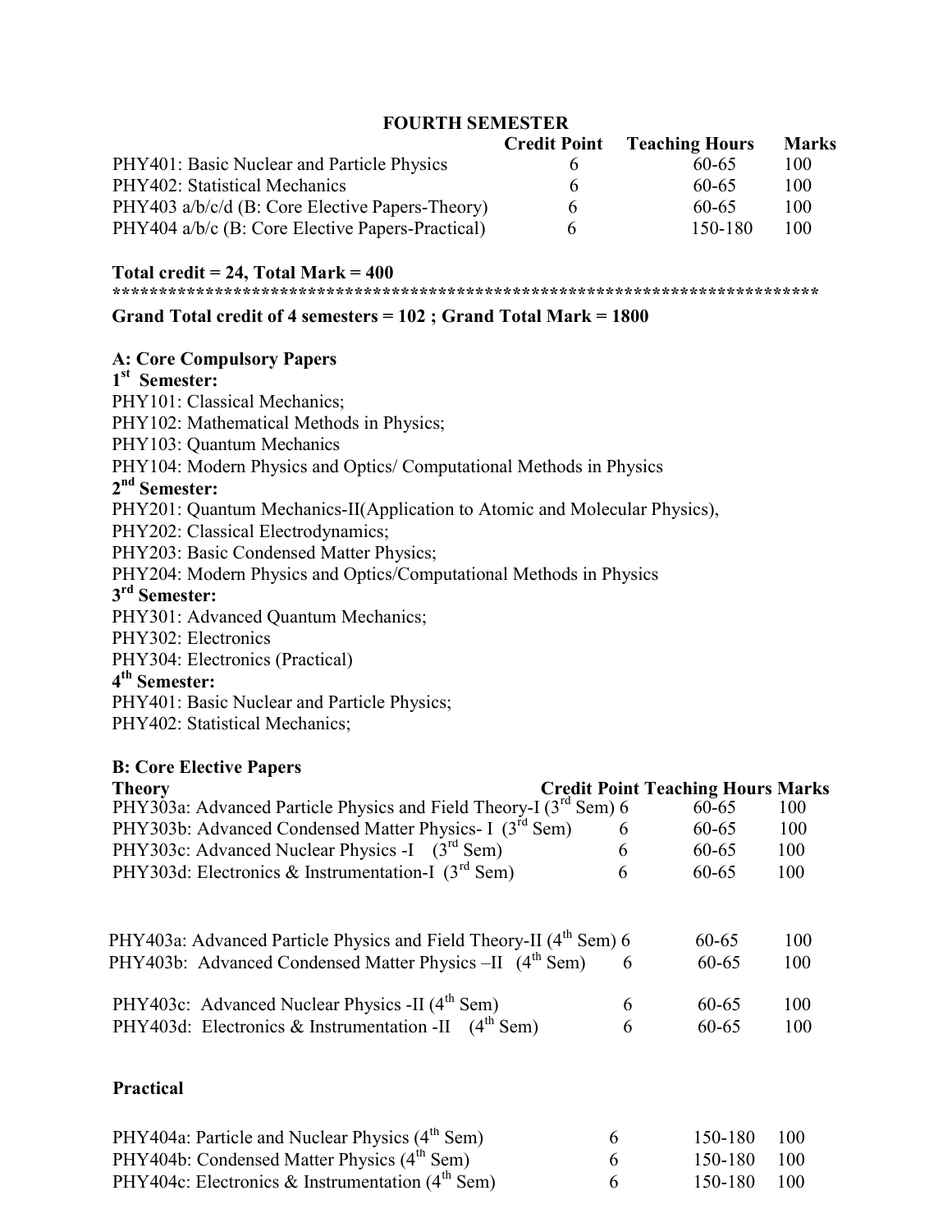## FOURTH SEMESTER

| | Credit Point | Teaching Hours | Marks |
|---|---|---|---|
| PHY401: Basic Nuclear and Particle Physics | 6 | 60-65 | 100 |
| PHY402: Statistical Mechanics | 6 | 60-65 | 100 |
| PHY403 a/b/c/d (B: Core Elective Papers-Theory) | 6 | 60-65 | 100 |
| PHY404 a/b/c (B: Core Elective Papers-Practical) | 6 | 150-180 | 100 |

**Total credit = 24, Total Mark = 400**

***************************************************************************

**Grand Total credit of 4 semesters = 102 ; Grand Total Mark = 1800**

**A: Core Compulsory Papers**

**1st Semester:**

PHY101: Classical Mechanics;
PHY102: Mathematical Methods in Physics;
PHY103: Quantum Mechanics
PHY104: Modern Physics and Optics/ Computational Methods in Physics

**2nd Semester:**

PHY201: Quantum Mechanics-II(Application to Atomic and Molecular Physics),
PHY202: Classical Electrodynamics;
PHY203: Basic Condensed Matter Physics;
PHY204: Modern Physics and Optics/Computational Methods in Physics

**3rd Semester:**

PHY301: Advanced Quantum Mechanics;
PHY302: Electronics
PHY304: Electronics (Practical)

**4th Semester:**

PHY401: Basic Nuclear and Particle Physics;
PHY402: Statistical Mechanics;

**B: Core Elective Papers**

| **Theory** | **Credit Point** | **Teaching Hours** | **Marks** |
|---|---|---|---|
| PHY303a: Advanced Particle Physics and Field Theory-I (3rd Sem) | 6 | 60-65 | 100 |
| PHY303b: Advanced Condensed Matter Physics- I (3rd Sem) | 6 | 60-65 | 100 |
| PHY303c: Advanced Nuclear Physics -I (3rd Sem) | 6 | 60-65 | 100 |
| PHY303d: Electronics & Instrumentation-I (3rd Sem) | 6 | 60-65 | 100 |
| PHY403a: Advanced Particle Physics and Field Theory-II (4th Sem) | 6 | 60-65 | 100 |
| PHY403b: Advanced Condensed Matter Physics –II (4th Sem) | 6 | 60-65 | 100 |
| PHY403c: Advanced Nuclear Physics -II (4th Sem) | 6 | 60-65 | 100 |
| PHY403d: Electronics & Instrumentation -II (4th Sem) | 6 | 60-65 | 100 |

**Practical**

| | | | |
|---|---|---|---|
| PHY404a: Particle and Nuclear Physics (4th Sem) | 6 | 150-180 | 100 |
| PHY404b: Condensed Matter Physics (4th Sem) | 6 | 150-180 | 100 |
| PHY404c: Electronics & Instrumentation (4th Sem) | 6 | 150-180 | 100 |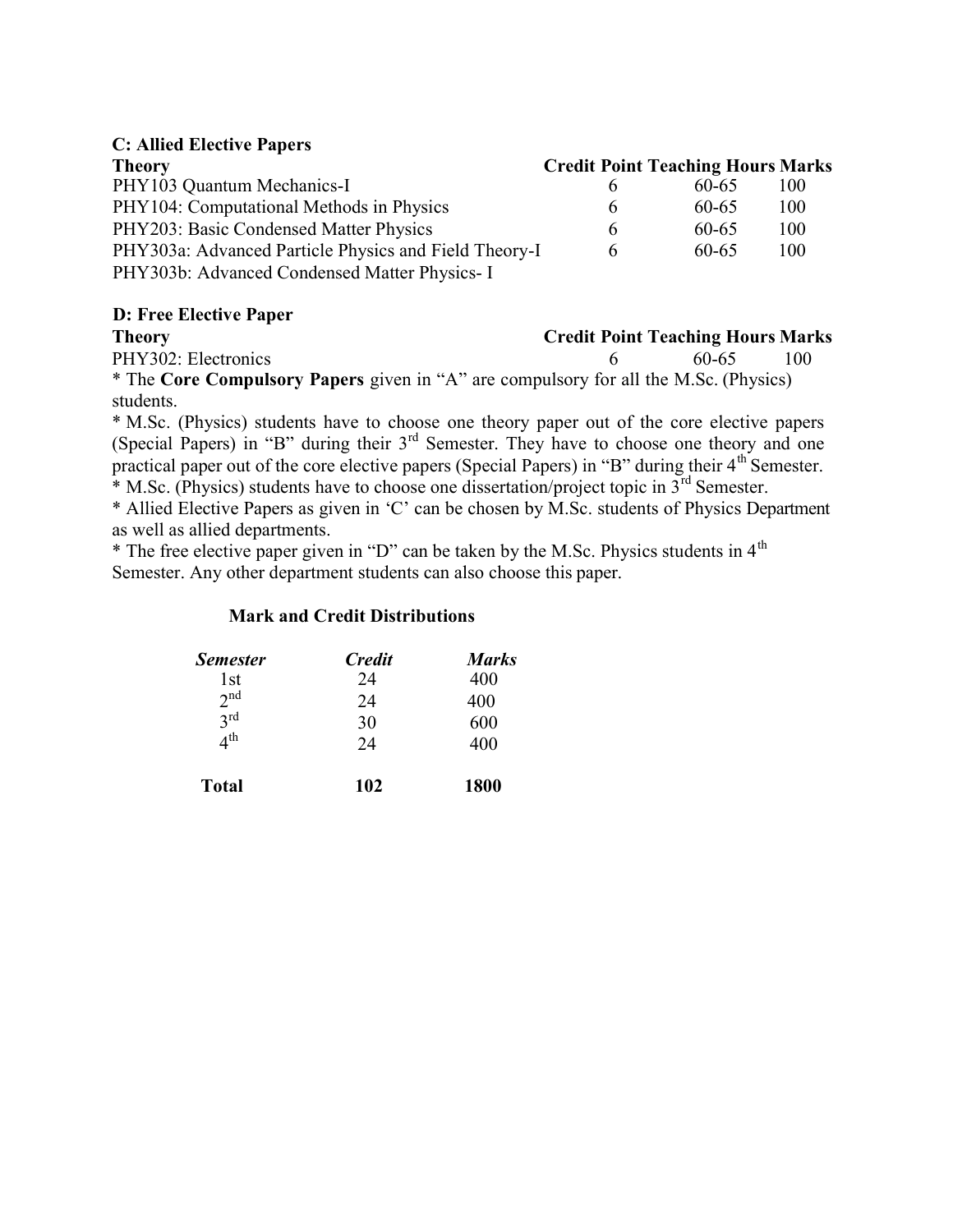**C: Allied Elective Papers**

| Theory | Credit Point | Teaching Hours | Marks |
|---|---|---|---|
| PHY103 Quantum Mechanics-I | 6 | 60-65 | 100 |
| PHY104: Computational Methods in Physics | 6 | 60-65 | 100 |
| PHY203: Basic Condensed Matter Physics | 6 | 60-65 | 100 |
| PHY303a: Advanced Particle Physics and Field Theory-I | 6 | 60-65 | 100 |
| PHY303b: Advanced Condensed Matter Physics- I | | | |

**D: Free Elective Paper**

| Theory | Credit Point | Teaching Hours | Marks |
|---|---|---|---|
| PHY302: Electronics | 6 | 60-65 | 100 |

* The **Core Compulsory Papers** given in "A" are compulsory for all the M.Sc. (Physics) students.

* M.Sc. (Physics) students have to choose one theory paper out of the core elective papers (Special Papers) in "B" during their 3rd Semester. They have to choose one theory and one practical paper out of the core elective papers (Special Papers) in "B" during their 4th Semester.

* M.Sc. (Physics) students have to choose one dissertation/project topic in 3rd Semester.

* Allied Elective Papers as given in 'C' can be chosen by M.Sc. students of Physics Department as well as allied departments.

* The free elective paper given in "D" can be taken by the M.Sc. Physics students in 4th Semester. Any other department students can also choose this paper.

**Mark and Credit Distributions**

| *Semester* | *Credit* | *Marks* |
|---|---|---|
| 1st | 24 | 400 |
| 2nd | 24 | 400 |
| 3rd | 30 | 600 |
| 4th | 24 | 400 |
| **Total** | **102** | **1800** |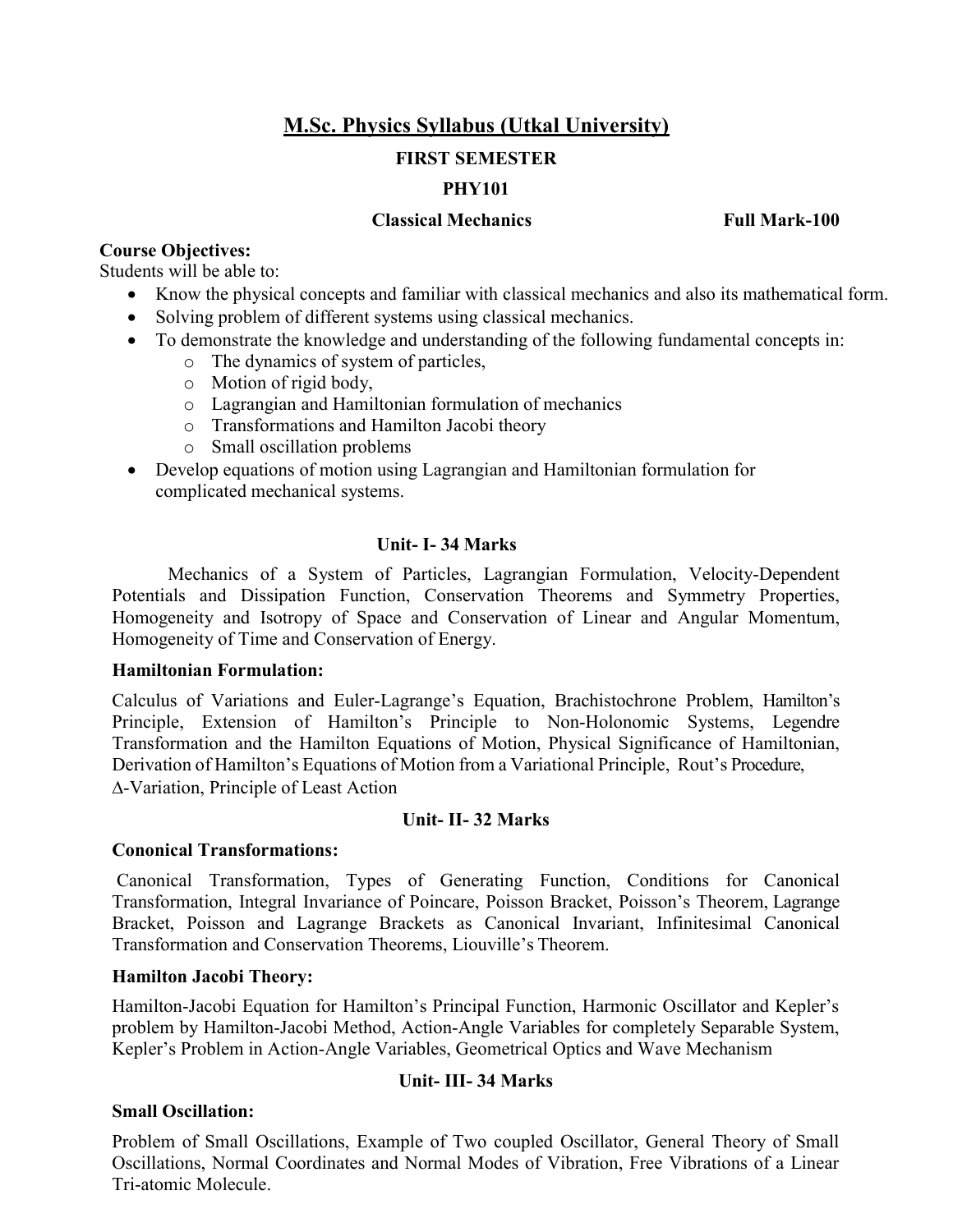# M.Sc. Physics Syllabus (Utkal University)

## FIRST SEMESTER

## PHY101

**Classical Mechanics** **Full Mark-100**

**Course Objectives:**

Students will be able to:

- Know the physical concepts and familiar with classical mechanics and also its mathematical form.
- Solving problem of different systems using classical mechanics.
- To demonstrate the knowledge and understanding of the following fundamental concepts in:
  - The dynamics of system of particles,
  - Motion of rigid body,
  - Lagrangian and Hamiltonian formulation of mechanics
  - Transformations and Hamilton Jacobi theory
  - Small oscillation problems
- Develop equations of motion using Lagrangian and Hamiltonian formulation for complicated mechanical systems.

### Unit- I- 34 Marks

Mechanics of a System of Particles, Lagrangian Formulation, Velocity-Dependent Potentials and Dissipation Function, Conservation Theorems and Symmetry Properties, Homogeneity and Isotropy of Space and Conservation of Linear and Angular Momentum, Homogeneity of Time and Conservation of Energy.

**Hamiltonian Formulation:**

Calculus of Variations and Euler-Lagrange's Equation, Brachistochrone Problem, Hamilton's Principle, Extension of Hamilton's Principle to Non-Holonomic Systems, Legendre Transformation and the Hamilton Equations of Motion, Physical Significance of Hamiltonian, Derivation of Hamilton's Equations of Motion from a Variational Principle, Rout's Procedure, $\Delta$-Variation, Principle of Least Action

### Unit- II- 32 Marks

**Cononical Transformations:**

Canonical Transformation, Types of Generating Function, Conditions for Canonical Transformation, Integral Invariance of Poincare, Poisson Bracket, Poisson's Theorem, Lagrange Bracket, Poisson and Lagrange Brackets as Canonical Invariant, Infinitesimal Canonical Transformation and Conservation Theorems, Liouville's Theorem.

**Hamilton Jacobi Theory:**

Hamilton-Jacobi Equation for Hamilton's Principal Function, Harmonic Oscillator and Kepler's problem by Hamilton-Jacobi Method, Action-Angle Variables for completely Separable System, Kepler's Problem in Action-Angle Variables, Geometrical Optics and Wave Mechanism

### Unit- III- 34 Marks

**Small Oscillation:**

Problem of Small Oscillations, Example of Two coupled Oscillator, General Theory of Small Oscillations, Normal Coordinates and Normal Modes of Vibration, Free Vibrations of a Linear Tri-atomic Molecule.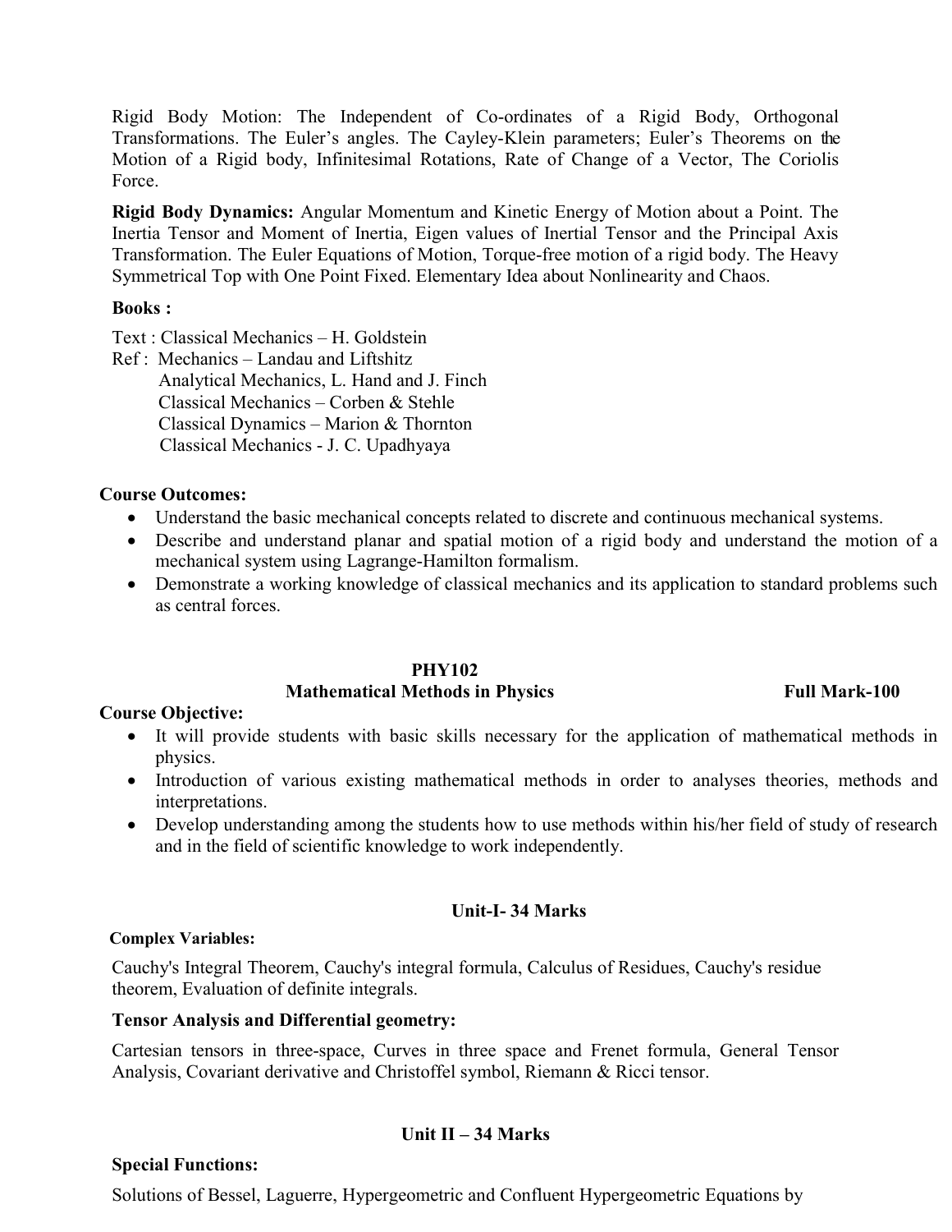Rigid Body Motion: The Independent of Co-ordinates of a Rigid Body, Orthogonal Transformations. The Euler's angles. The Cayley-Klein parameters; Euler's Theorems on the Motion of a Rigid body, Infinitesimal Rotations, Rate of Change of a Vector, The Coriolis Force.

**Rigid Body Dynamics:** Angular Momentum and Kinetic Energy of Motion about a Point. The Inertia Tensor and Moment of Inertia, Eigen values of Inertial Tensor and the Principal Axis Transformation. The Euler Equations of Motion, Torque-free motion of a rigid body. The Heavy Symmetrical Top with One Point Fixed. Elementary Idea about Nonlinearity and Chaos.

**Books :**

Text : Classical Mechanics – H. Goldstein
Ref : Mechanics – Landau and Liftshitz
Analytical Mechanics, L. Hand and J. Finch
Classical Mechanics – Corben & Stehle
Classical Dynamics – Marion & Thornton
Classical Mechanics - J. C. Upadhyaya

**Course Outcomes:**

- Understand the basic mechanical concepts related to discrete and continuous mechanical systems.
- Describe and understand planar and spatial motion of a rigid body and understand the motion of a mechanical system using Lagrange-Hamilton formalism.
- Demonstrate a working knowledge of classical mechanics and its application to standard problems such as central forces.

## PHY102

## Mathematical Methods in Physics — Full Mark-100

**Course Objective:**

- It will provide students with basic skills necessary for the application of mathematical methods in physics.
- Introduction of various existing mathematical methods in order to analyses theories, methods and interpretations.
- Develop understanding among the students how to use methods within his/her field of study of research and in the field of scientific knowledge to work independently.

### Unit-I- 34 Marks

**Complex Variables:**

Cauchy's Integral Theorem, Cauchy's integral formula, Calculus of Residues, Cauchy's residue theorem, Evaluation of definite integrals.

**Tensor Analysis and Differential geometry:**

Cartesian tensors in three-space, Curves in three space and Frenet formula, General Tensor Analysis, Covariant derivative and Christoffel symbol, Riemann & Ricci tensor.

### Unit II – 34 Marks

**Special Functions:**

Solutions of Bessel, Laguerre, Hypergeometric and Confluent Hypergeometric Equations by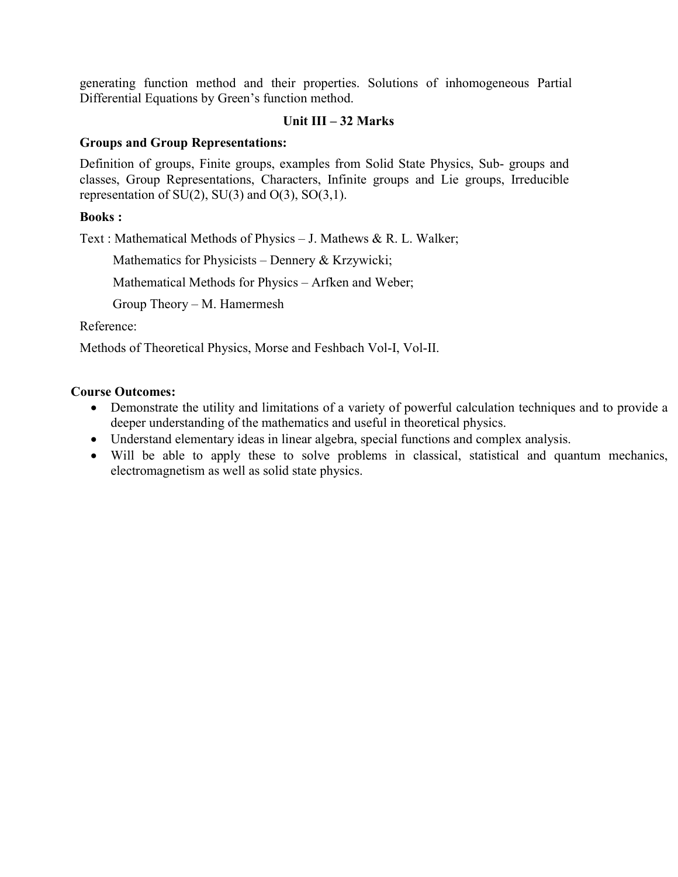generating function method and their properties. Solutions of inhomogeneous Partial Differential Equations by Green's function method.

**Unit III – 32 Marks**

**Groups and Group Representations:**

Definition of groups, Finite groups, examples from Solid State Physics, Sub- groups and classes, Group Representations, Characters, Infinite groups and Lie groups, Irreducible representation of SU(2), SU(3) and O(3), SO(3,1).

**Books :**

Text : Mathematical Methods of Physics – J. Mathews & R. L. Walker;

Mathematics for Physicists – Dennery & Krzywicki;

Mathematical Methods for Physics – Arfken and Weber;

Group Theory – M. Hamermesh

Reference:

Methods of Theoretical Physics, Morse and Feshbach Vol-I, Vol-II.

**Course Outcomes:**

- Demonstrate the utility and limitations of a variety of powerful calculation techniques and to provide a deeper understanding of the mathematics and useful in theoretical physics.
- Understand elementary ideas in linear algebra, special functions and complex analysis.
- Will be able to apply these to solve problems in classical, statistical and quantum mechanics, electromagnetism as well as solid state physics.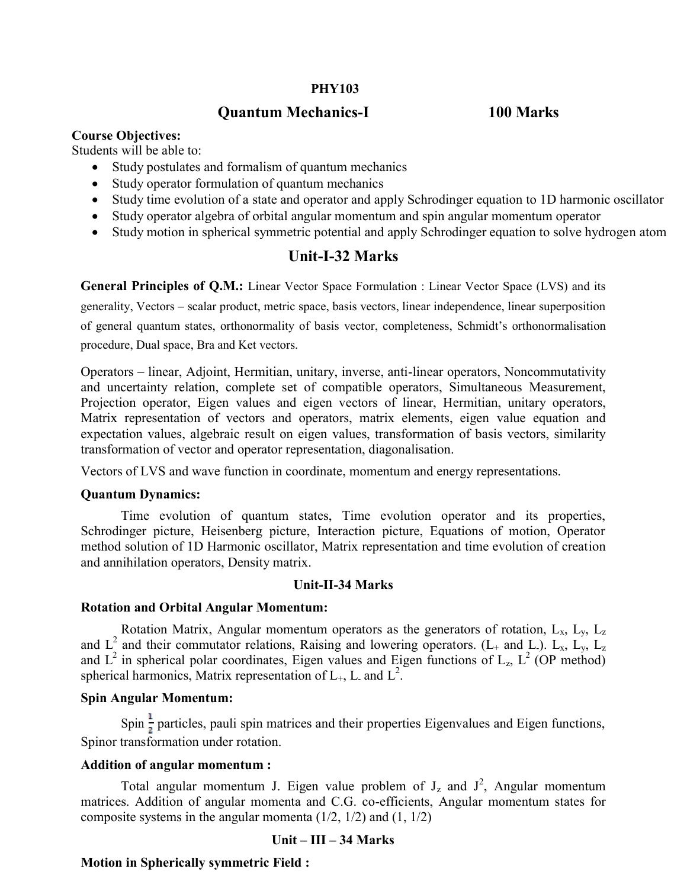**PHY103**

## Quantum Mechanics-I 100 Marks

**Course Objectives:**

Students will be able to:

- Study postulates and formalism of quantum mechanics
- Study operator formulation of quantum mechanics
- Study time evolution of a state and operator and apply Schrodinger equation to 1D harmonic oscillator
- Study operator algebra of orbital angular momentum and spin angular momentum operator
- Study motion in spherical symmetric potential and apply Schrodinger equation to solve hydrogen atom

## Unit-I-32 Marks

**General Principles of Q.M.:** Linear Vector Space Formulation : Linear Vector Space (LVS) and its generality, Vectors – scalar product, metric space, basis vectors, linear independence, linear superposition of general quantum states, orthonormality of basis vector, completeness, Schmidt's orthonormalisation procedure, Dual space, Bra and Ket vectors.

Operators – linear, Adjoint, Hermitian, unitary, inverse, anti-linear operators, Noncommutativity and uncertainty relation, complete set of compatible operators, Simultaneous Measurement, Projection operator, Eigen values and eigen vectors of linear, Hermitian, unitary operators, Matrix representation of vectors and operators, matrix elements, eigen value equation and expectation values, algebraic result on eigen values, transformation of basis vectors, similarity transformation of vector and operator representation, diagonalisation.

Vectors of LVS and wave function in coordinate, momentum and energy representations.

**Quantum Dynamics:**

Time evolution of quantum states, Time evolution operator and its properties, Schrodinger picture, Heisenberg picture, Interaction picture, Equations of motion, Operator method solution of 1D Harmonic oscillator, Matrix representation and time evolution of creation and annihilation operators, Density matrix.

**Unit-II-34 Marks**

**Rotation and Orbital Angular Momentum:**

Rotation Matrix, Angular momentum operators as the generators of rotation, $L_x$, $L_y$, $L_z$ and $L^2$ and their commutator relations, Raising and lowering operators. ($L_+$ and $L_-$). $L_x$, $L_y$, $L_z$ and $L^2$ in spherical polar coordinates, Eigen values and Eigen functions of $L_z$, $L^2$ (OP method) spherical harmonics, Matrix representation of $L_+$, $L_-$ and $L^2$.

**Spin Angular Momentum:**

Spin $\frac{1}{2}$ particles, pauli spin matrices and their properties Eigenvalues and Eigen functions, Spinor transformation under rotation.

**Addition of angular momentum :**

Total angular momentum J. Eigen value problem of $J_z$ and $J^2$, Angular momentum matrices. Addition of angular momenta and C.G. co-efficients, Angular momentum states for composite systems in the angular momenta (1/2, 1/2) and (1, 1/2)

**Unit – III – 34 Marks**

**Motion in Spherically symmetric Field :**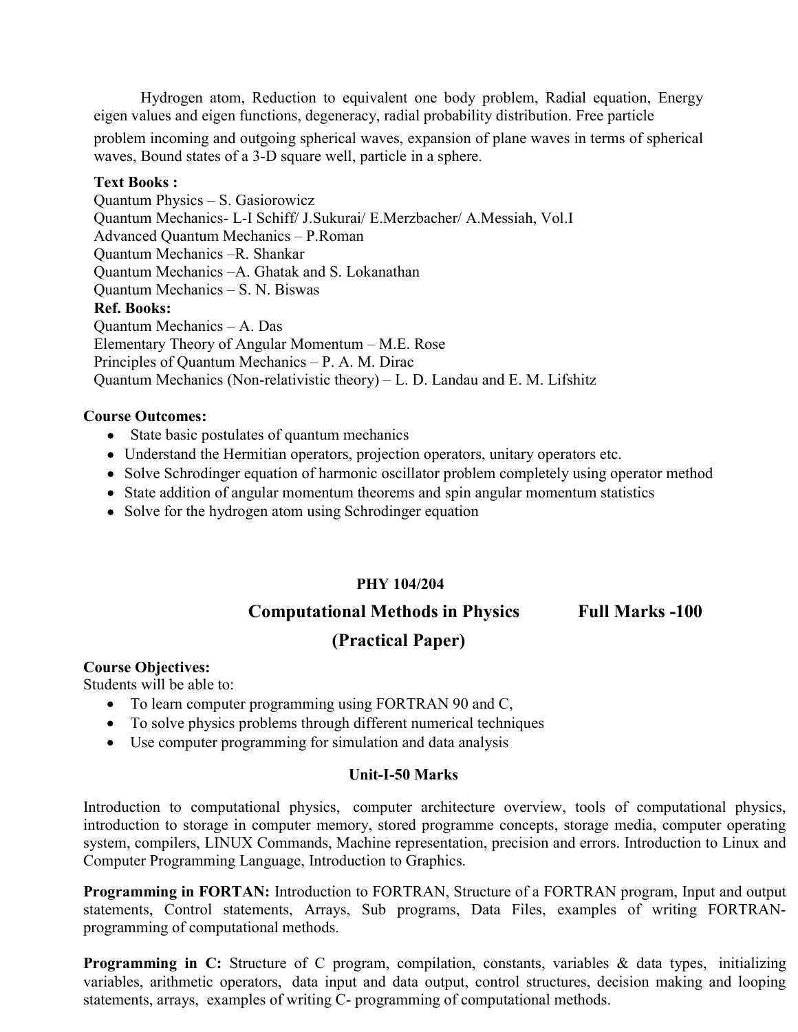Hydrogen atom, Reduction to equivalent one body problem, Radial equation, Energy eigen values and eigen functions, degeneracy, radial probability distribution. Free particle problem incoming and outgoing spherical waves, expansion of plane waves in terms of spherical waves, Bound states of a 3-D square well, particle in a sphere.

**Text Books :**

Quantum Physics – S. Gasiorowicz
Quantum Mechanics- L-I Schiff/ J.Sukurai/ E.Merzbacher/ A.Messiah, Vol.I
Advanced Quantum Mechanics – P.Roman
Quantum Mechanics –R. Shankar
Quantum Mechanics –A. Ghatak and S. Lokanathan
Quantum Mechanics – S. N. Biswas

**Ref. Books:**

Quantum Mechanics – A. Das
Elementary Theory of Angular Momentum – M.E. Rose
Principles of Quantum Mechanics – P. A. M. Dirac
Quantum Mechanics (Non-relativistic theory) – L. D. Landau and E. M. Lifshitz

**Course Outcomes:**

- State basic postulates of quantum mechanics
- Understand the Hermitian operators, projection operators, unitary operators etc.
- Solve Schrodinger equation of harmonic oscillator problem completely using operator method
- State addition of angular momentum theorems and spin angular momentum statistics
- Solve for the hydrogen atom using Schrodinger equation

## PHY 104/204

## Computational Methods in Physics Full Marks -100

## (Practical Paper)

**Course Objectives:**

Students will be able to:

- To learn computer programming using FORTRAN 90 and C,
- To solve physics problems through different numerical techniques
- Use computer programming for simulation and data analysis

### Unit-I-50 Marks

Introduction to computational physics, computer architecture overview, tools of computational physics, introduction to storage in computer memory, stored programme concepts, storage media, computer operating system, compilers, LINUX Commands, Machine representation, precision and errors. Introduction to Linux and Computer Programming Language, Introduction to Graphics.

**Programming in FORTAN:** Introduction to FORTRAN, Structure of a FORTRAN program, Input and output statements, Control statements, Arrays, Sub programs, Data Files, examples of writing FORTRAN-programming of computational methods.

**Programming in C:** Structure of C program, compilation, constants, variables & data types, initializing variables, arithmetic operators, data input and data output, control structures, decision making and looping statements, arrays, examples of writing C- programming of computational methods.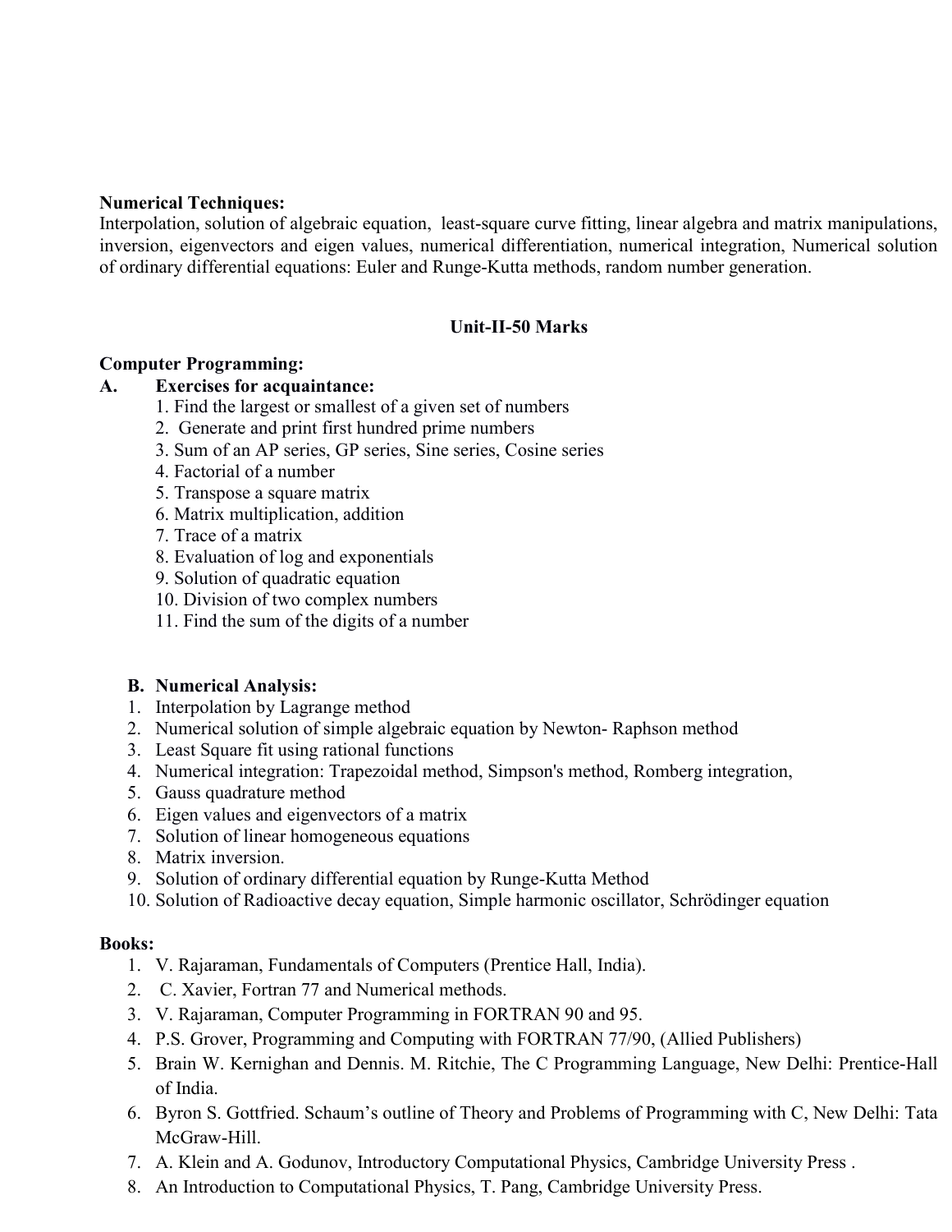**Numerical Techniques:**
Interpolation, solution of algebraic equation, least-square curve fitting, linear algebra and matrix manipulations, inversion, eigenvectors and eigen values, numerical differentiation, numerical integration, Numerical solution of ordinary differential equations: Euler and Runge-Kutta methods, random number generation.

**Unit-II-50 Marks**

**Computer Programming:**

**A. Exercises for acquaintance:**

1. Find the largest or smallest of a given set of numbers
2. Generate and print first hundred prime numbers
3. Sum of an AP series, GP series, Sine series, Cosine series
4. Factorial of a number
5. Transpose a square matrix
6. Matrix multiplication, addition
7. Trace of a matrix
8. Evaluation of log and exponentials
9. Solution of quadratic equation
10. Division of two complex numbers
11. Find the sum of the digits of a number

**B. Numerical Analysis:**

1. Interpolation by Lagrange method
2. Numerical solution of simple algebraic equation by Newton- Raphson method
3. Least Square fit using rational functions
4. Numerical integration: Trapezoidal method, Simpson's method, Romberg integration,
5. Gauss quadrature method
6. Eigen values and eigenvectors of a matrix
7. Solution of linear homogeneous equations
8. Matrix inversion.
9. Solution of ordinary differential equation by Runge-Kutta Method
10. Solution of Radioactive decay equation, Simple harmonic oscillator, Schrödinger equation

**Books:**

1. V. Rajaraman, Fundamentals of Computers (Prentice Hall, India).
2. C. Xavier, Fortran 77 and Numerical methods.
3. V. Rajaraman, Computer Programming in FORTRAN 90 and 95.
4. P.S. Grover, Programming and Computing with FORTRAN 77/90, (Allied Publishers)
5. Brain W. Kernighan and Dennis. M. Ritchie, The C Programming Language, New Delhi: Prentice-Hall of India.
6. Byron S. Gottfried. Schaum's outline of Theory and Problems of Programming with C, New Delhi: Tata McGraw-Hill.
7. A. Klein and A. Godunov, Introductory Computational Physics, Cambridge University Press .
8. An Introduction to Computational Physics, T. Pang, Cambridge University Press.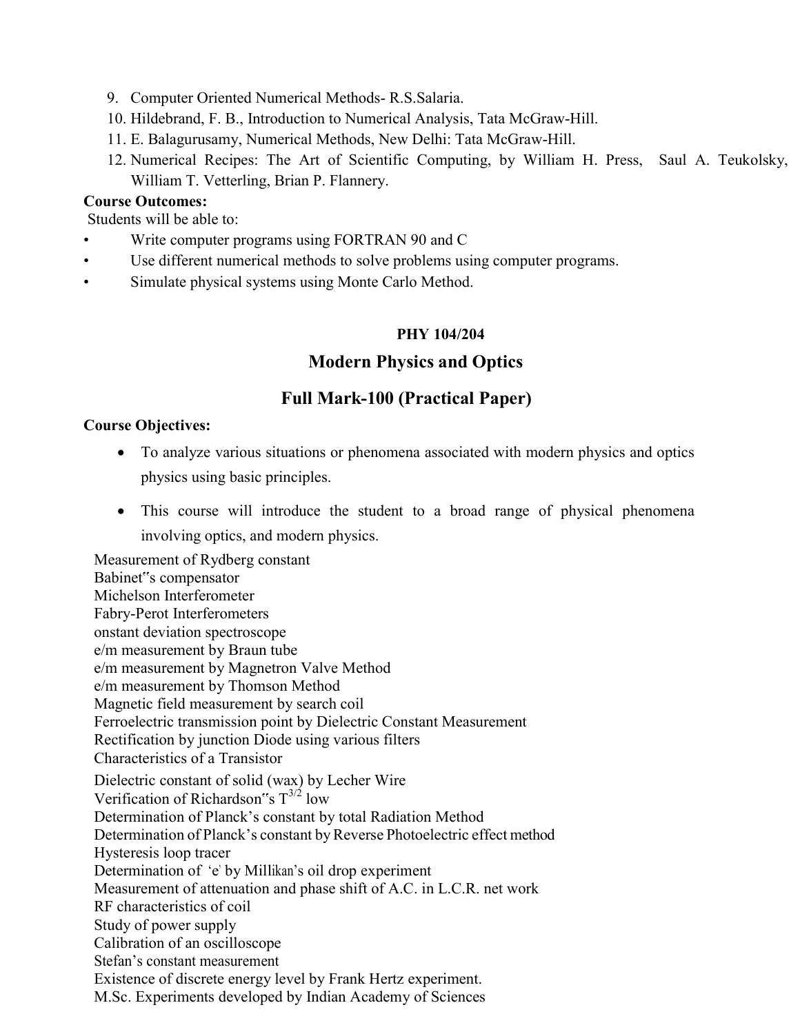9. Computer Oriented Numerical Methods- R.S.Salaria.
10. Hildebrand, F. B., Introduction to Numerical Analysis, Tata McGraw-Hill.
11. E. Balagurusamy, Numerical Methods, New Delhi: Tata McGraw-Hill.
12. Numerical Recipes: The Art of Scientific Computing, by William H. Press, Saul A. Teukolsky, William T. Vetterling, Brian P. Flannery.

**Course Outcomes:**

Students will be able to:

- Write computer programs using FORTRAN 90 and C
- Use different numerical methods to solve problems using computer programs.
- Simulate physical systems using Monte Carlo Method.

**PHY 104/204**

## Modern Physics and Optics

## Full Mark-100 (Practical Paper)

**Course Objectives:**

- To analyze various situations or phenomena associated with modern physics and optics physics using basic principles.
- This course will introduce the student to a broad range of physical phenomena involving optics, and modern physics.

Measurement of Rydberg constant
Babinet"s compensator
Michelson Interferometer
Fabry-Perot Interferometers
onstant deviation spectroscope
e/m measurement by Braun tube
e/m measurement by Magnetron Valve Method
e/m measurement by Thomson Method
Magnetic field measurement by search coil
Ferroelectric transmission point by Dielectric Constant Measurement
Rectification by junction Diode using various filters
Characteristics of a Transistor
Dielectric constant of solid (wax) by Lecher Wire
Verification of Richardson"s $T^{3/2}$ low
Determination of Planck's constant by total Radiation Method
Determination of Planck's constant by Reverse Photoelectric effect method
Hysteresis loop tracer
Determination of 'e' by Millikan's oil drop experiment
Measurement of attenuation and phase shift of A.C. in L.C.R. net work
RF characteristics of coil
Study of power supply
Calibration of an oscilloscope
Stefan's constant measurement
Existence of discrete energy level by Frank Hertz experiment.
M.Sc. Experiments developed by Indian Academy of Sciences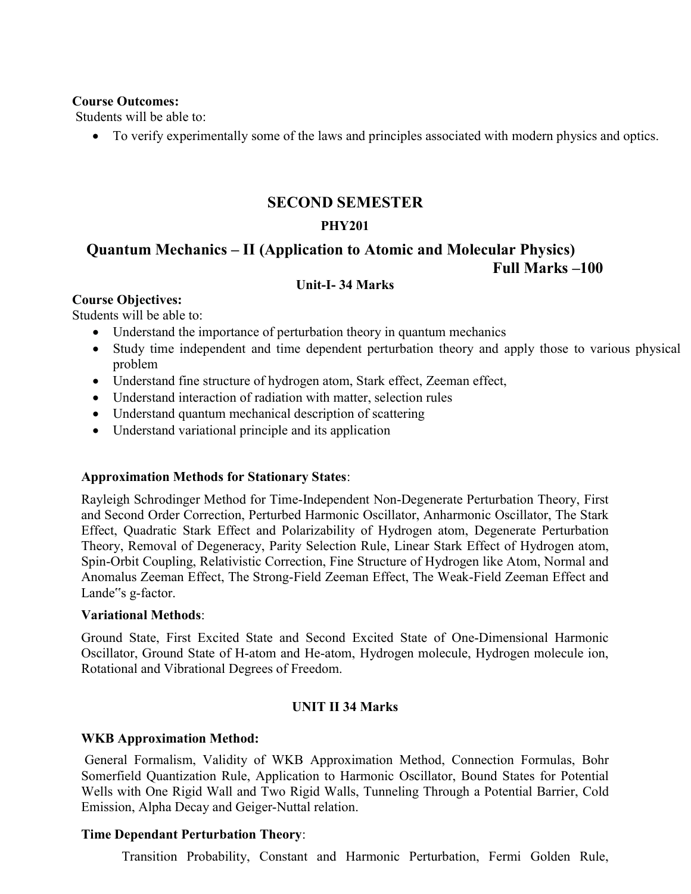**Course Outcomes:**

Students will be able to:

- To verify experimentally some of the laws and principles associated with modern physics and optics.

## SECOND SEMESTER

### PHY201

### Quantum Mechanics – II (Application to Atomic and Molecular Physics)

**Full Marks –100**

**Unit-I- 34 Marks**

**Course Objectives:**

Students will be able to:

- Understand the importance of perturbation theory in quantum mechanics
- Study time independent and time dependent perturbation theory and apply those to various physical problem
- Understand fine structure of hydrogen atom, Stark effect, Zeeman effect,
- Understand interaction of radiation with matter, selection rules
- Understand quantum mechanical description of scattering
- Understand variational principle and its application

**Approximation Methods for Stationary States**:

Rayleigh Schrodinger Method for Time-Independent Non-Degenerate Perturbation Theory, First and Second Order Correction, Perturbed Harmonic Oscillator, Anharmonic Oscillator, The Stark Effect, Quadratic Stark Effect and Polarizability of Hydrogen atom, Degenerate Perturbation Theory, Removal of Degeneracy, Parity Selection Rule, Linear Stark Effect of Hydrogen atom, Spin-Orbit Coupling, Relativistic Correction, Fine Structure of Hydrogen like Atom, Normal and Anomalus Zeeman Effect, The Strong-Field Zeeman Effect, The Weak-Field Zeeman Effect and Lande"s g-factor.

**Variational Methods**:

Ground State, First Excited State and Second Excited State of One-Dimensional Harmonic Oscillator, Ground State of H-atom and He-atom, Hydrogen molecule, Hydrogen molecule ion, Rotational and Vibrational Degrees of Freedom.

**UNIT II 34 Marks**

**WKB Approximation Method:**

General Formalism, Validity of WKB Approximation Method, Connection Formulas, Bohr Somerfield Quantization Rule, Application to Harmonic Oscillator, Bound States for Potential Wells with One Rigid Wall and Two Rigid Walls, Tunneling Through a Potential Barrier, Cold Emission, Alpha Decay and Geiger-Nuttal relation.

**Time Dependant Perturbation Theory**:

Transition Probability, Constant and Harmonic Perturbation, Fermi Golden Rule,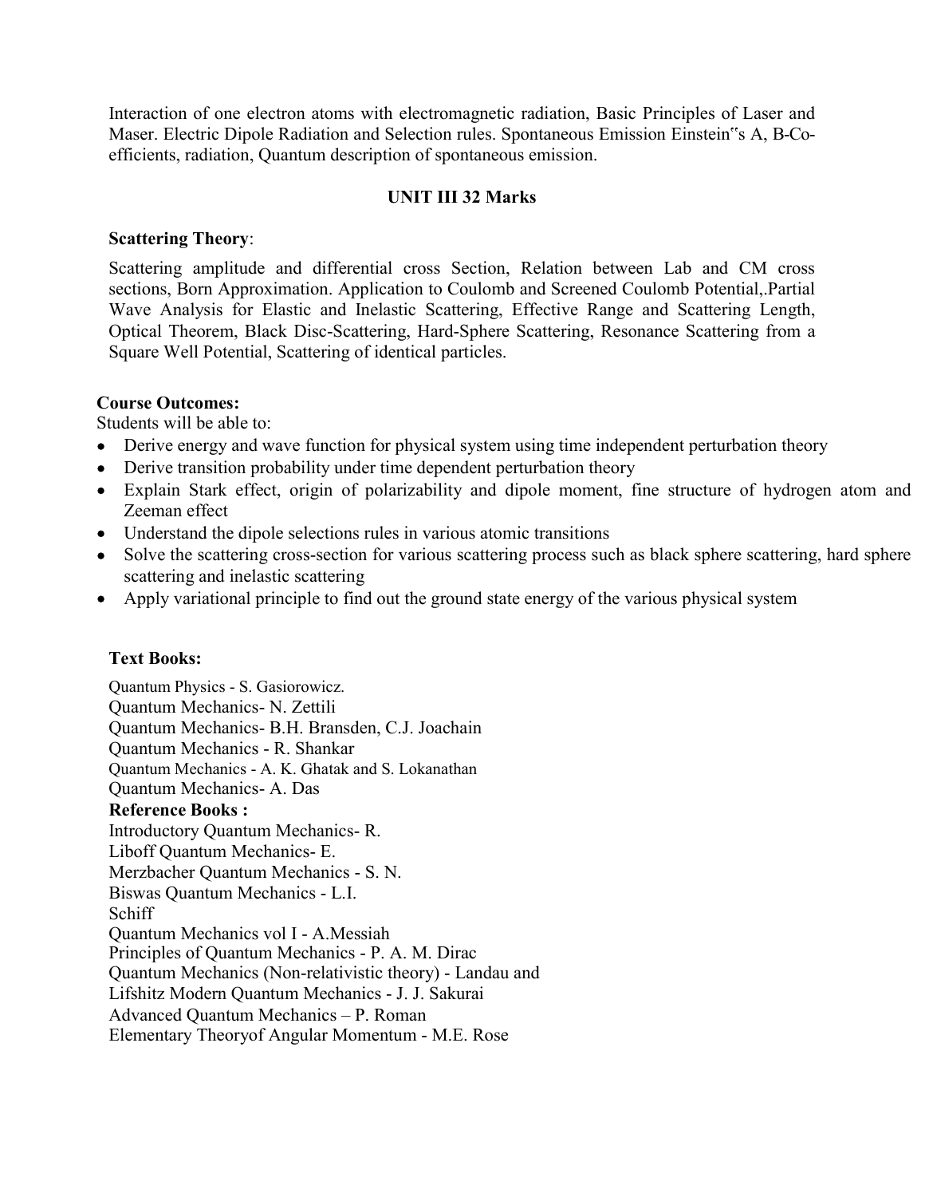Interaction of one electron atoms with electromagnetic radiation, Basic Principles of Laser and Maser. Electric Dipole Radiation and Selection rules. Spontaneous Emission Einstein‟s A, B-Co-efficients, radiation, Quantum description of spontaneous emission.

**UNIT III 32 Marks**

**Scattering Theory**:

Scattering amplitude and differential cross Section, Relation between Lab and CM cross sections, Born Approximation. Application to Coulomb and Screened Coulomb Potential,.Partial Wave Analysis for Elastic and Inelastic Scattering, Effective Range and Scattering Length, Optical Theorem, Black Disc-Scattering, Hard-Sphere Scattering, Resonance Scattering from a Square Well Potential, Scattering of identical particles.

**Course Outcomes:**

Students will be able to:

- Derive energy and wave function for physical system using time independent perturbation theory
- Derive transition probability under time dependent perturbation theory
- Explain Stark effect, origin of polarizability and dipole moment, fine structure of hydrogen atom and Zeeman effect
- Understand the dipole selections rules in various atomic transitions
- Solve the scattering cross-section for various scattering process such as black sphere scattering, hard sphere scattering and inelastic scattering
- Apply variational principle to find out the ground state energy of the various physical system

**Text Books:**

Quantum Physics - S. Gasiorowicz.
Quantum Mechanics- N. Zettili
Quantum Mechanics- B.H. Bransden, C.J. Joachain
Quantum Mechanics - R. Shankar
Quantum Mechanics - A. K. Ghatak and S. Lokanathan
Quantum Mechanics- A. Das

**Reference Books :**

Introductory Quantum Mechanics- R.
Liboff Quantum Mechanics- E.
Merzbacher Quantum Mechanics - S. N.
Biswas Quantum Mechanics - L.I.
Schiff
Quantum Mechanics vol I - A.Messiah
Principles of Quantum Mechanics - P. A. M. Dirac
Quantum Mechanics (Non-relativistic theory) - Landau and
Lifshitz Modern Quantum Mechanics - J. J. Sakurai
Advanced Quantum Mechanics – P. Roman
Elementary Theoryof Angular Momentum - M.E. Rose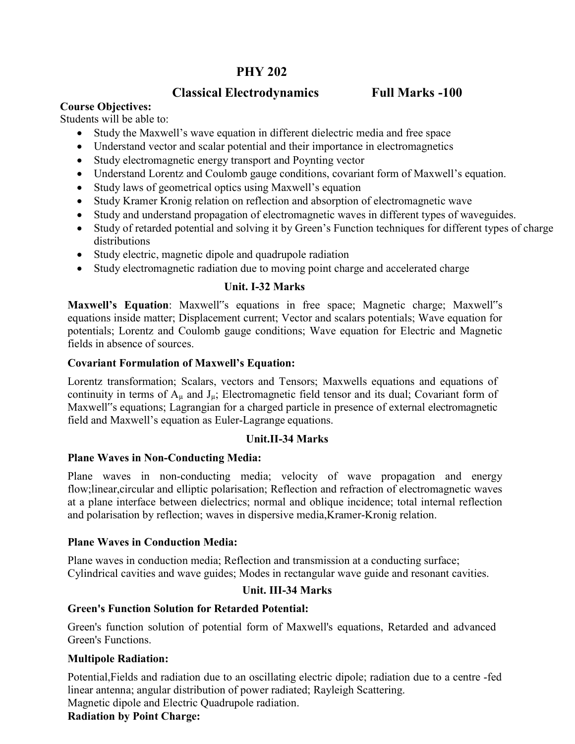# PHY 202

## Classical Electrodynamics Full Marks -100

**Course Objectives:**

Students will be able to:

- Study the Maxwell's wave equation in different dielectric media and free space
- Understand vector and scalar potential and their importance in electromagnetics
- Study electromagnetic energy transport and Poynting vector
- Understand Lorentz and Coulomb gauge conditions, covariant form of Maxwell's equation.
- Study laws of geometrical optics using Maxwell's equation
- Study Kramer Kronig relation on reflection and absorption of electromagnetic wave
- Study and understand propagation of electromagnetic waves in different types of waveguides.
- Study of retarded potential and solving it by Green's Function techniques for different types of charge distributions
- Study electric, magnetic dipole and quadrupole radiation
- Study electromagnetic radiation due to moving point charge and accelerated charge

### Unit. I-32 Marks

**Maxwell's Equation**: Maxwell"s equations in free space; Magnetic charge; Maxwell"s equations inside matter; Displacement current; Vector and scalars potentials; Wave equation for potentials; Lorentz and Coulomb gauge conditions; Wave equation for Electric and Magnetic fields in absence of sources.

**Covariant Formulation of Maxwell's Equation:**

Lorentz transformation; Scalars, vectors and Tensors; Maxwells equations and equations of continuity in terms of $A_\mu$ and $J_\mu$; Electromagnetic field tensor and its dual; Covariant form of Maxwell"s equations; Lagrangian for a charged particle in presence of external electromagnetic field and Maxwell's equation as Euler-Lagrange equations.

### Unit.II-34 Marks

**Plane Waves in Non-Conducting Media:**

Plane waves in non-conducting media; velocity of wave propagation and energy flow;linear,circular and elliptic polarisation; Reflection and refraction of electromagnetic waves at a plane interface between dielectrics; normal and oblique incidence; total internal reflection and polarisation by reflection; waves in dispersive media,Kramer-Kronig relation.

**Plane Waves in Conduction Media:**

Plane waves in conduction media; Reflection and transmission at a conducting surface; Cylindrical cavities and wave guides; Modes in rectangular wave guide and resonant cavities.

### Unit. III-34 Marks

**Green's Function Solution for Retarded Potential:**

Green's function solution of potential form of Maxwell's equations, Retarded and advanced Green's Functions.

**Multipole Radiation:**

Potential,Fields and radiation due to an oscillating electric dipole; radiation due to a centre -fed linear antenna; angular distribution of power radiated; Rayleigh Scattering.
Magnetic dipole and Electric Quadrupole radiation.

**Radiation by Point Charge:**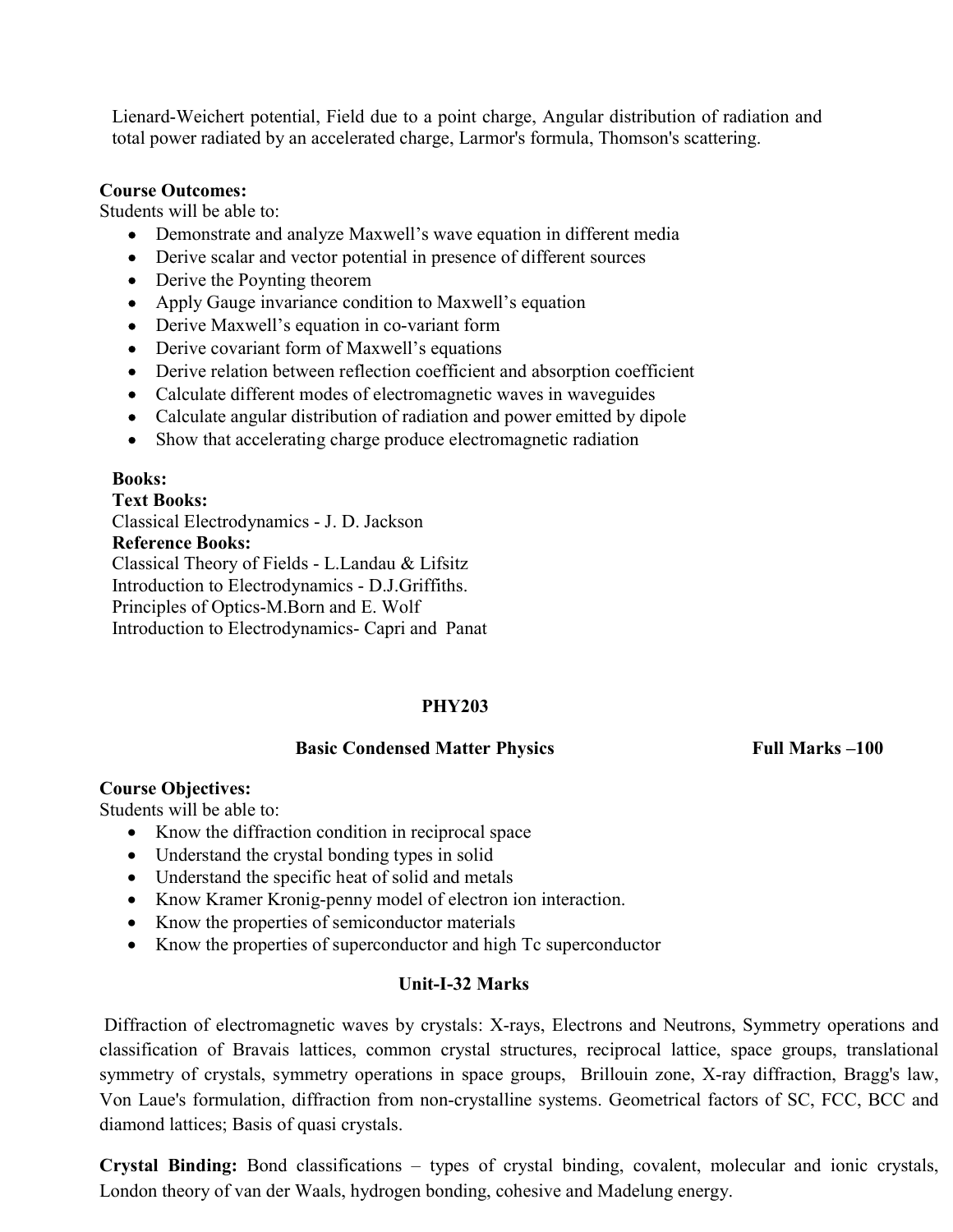Lienard-Weichert potential, Field due to a point charge, Angular distribution of radiation and total power radiated by an accelerated charge, Larmor's formula, Thomson's scattering.

**Course Outcomes:**
Students will be able to:

- Demonstrate and analyze Maxwell's wave equation in different media
- Derive scalar and vector potential in presence of different sources
- Derive the Poynting theorem
- Apply Gauge invariance condition to Maxwell's equation
- Derive Maxwell's equation in co-variant form
- Derive covariant form of Maxwell's equations
- Derive relation between reflection coefficient and absorption coefficient
- Calculate different modes of electromagnetic waves in waveguides
- Calculate angular distribution of radiation and power emitted by dipole
- Show that accelerating charge produce electromagnetic radiation

**Books:**
**Text Books:**
Classical Electrodynamics - J. D. Jackson
**Reference Books:**
Classical Theory of Fields - L.Landau & Lifsitz
Introduction to Electrodynamics - D.J.Griffiths.
Principles of Optics-M.Born and E. Wolf
Introduction to Electrodynamics- Capri and Panat

## PHY203

### Basic Condensed Matter Physics — Full Marks –100

**Course Objectives:**
Students will be able to:

- Know the diffraction condition in reciprocal space
- Understand the crystal bonding types in solid
- Understand the specific heat of solid and metals
- Know Kramer Kronig-penny model of electron ion interaction.
- Know the properties of semiconductor materials
- Know the properties of superconductor and high Tc superconductor

### Unit-I-32 Marks

Diffraction of electromagnetic waves by crystals: X-rays, Electrons and Neutrons, Symmetry operations and classification of Bravais lattices, common crystal structures, reciprocal lattice, space groups, translational symmetry of crystals, symmetry operations in space groups, Brillouin zone, X-ray diffraction, Bragg's law, Von Laue's formulation, diffraction from non-crystalline systems. Geometrical factors of SC, FCC, BCC and diamond lattices; Basis of quasi crystals.

**Crystal Binding:** Bond classifications – types of crystal binding, covalent, molecular and ionic crystals, London theory of van der Waals, hydrogen bonding, cohesive and Madelung energy.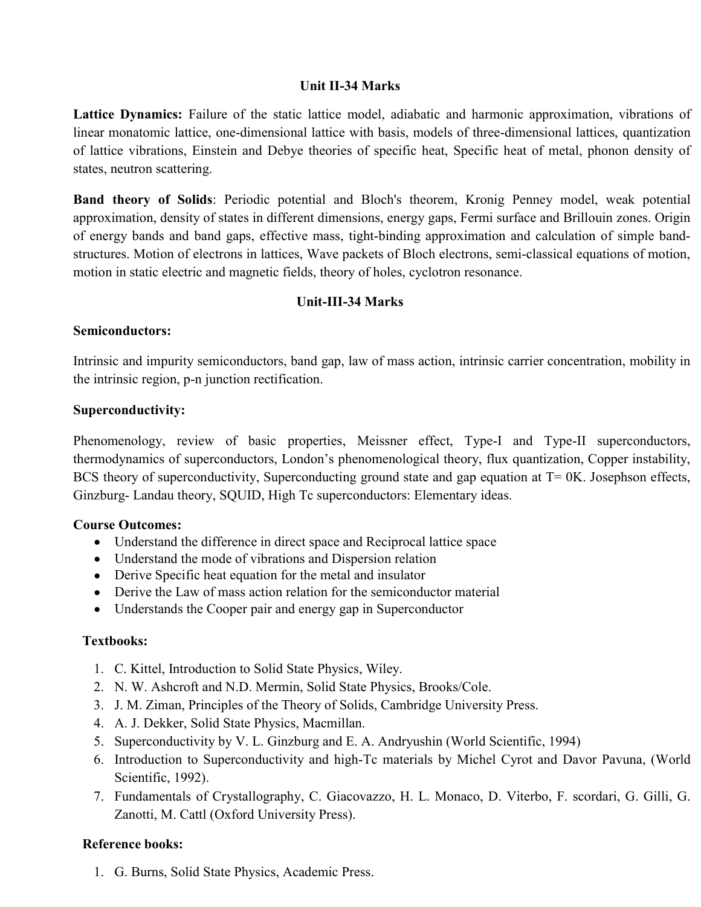### Unit II-34 Marks

**Lattice Dynamics:** Failure of the static lattice model, adiabatic and harmonic approximation, vibrations of linear monatomic lattice, one-dimensional lattice with basis, models of three-dimensional lattices, quantization of lattice vibrations, Einstein and Debye theories of specific heat, Specific heat of metal, phonon density of states, neutron scattering.

**Band theory of Solids**: Periodic potential and Bloch's theorem, Kronig Penney model, weak potential approximation, density of states in different dimensions, energy gaps, Fermi surface and Brillouin zones. Origin of energy bands and band gaps, effective mass, tight-binding approximation and calculation of simple band-structures. Motion of electrons in lattices, Wave packets of Bloch electrons, semi-classical equations of motion, motion in static electric and magnetic fields, theory of holes, cyclotron resonance.

### Unit-III-34 Marks

**Semiconductors:**

Intrinsic and impurity semiconductors, band gap, law of mass action, intrinsic carrier concentration, mobility in the intrinsic region, p-n junction rectification.

**Superconductivity:**

Phenomenology, review of basic properties, Meissner effect, Type-I and Type-II superconductors, thermodynamics of superconductors, London's phenomenological theory, flux quantization, Copper instability, BCS theory of superconductivity, Superconducting ground state and gap equation at T= 0K. Josephson effects, Ginzburg- Landau theory, SQUID, High Tc superconductors: Elementary ideas.

**Course Outcomes:**

- Understand the difference in direct space and Reciprocal lattice space
- Understand the mode of vibrations and Dispersion relation
- Derive Specific heat equation for the metal and insulator
- Derive the Law of mass action relation for the semiconductor material
- Understands the Cooper pair and energy gap in Superconductor

**Textbooks:**

1. C. Kittel, Introduction to Solid State Physics, Wiley.
2. N. W. Ashcroft and N.D. Mermin, Solid State Physics, Brooks/Cole.
3. J. M. Ziman, Principles of the Theory of Solids, Cambridge University Press.
4. A. J. Dekker, Solid State Physics, Macmillan.
5. Superconductivity by V. L. Ginzburg and E. A. Andryushin (World Scientific, 1994)
6. Introduction to Superconductivity and high-Tc materials by Michel Cyrot and Davor Pavuna, (World Scientific, 1992).
7. Fundamentals of Crystallography, C. Giacovazzo, H. L. Monaco, D. Viterbo, F. scordari, G. Gilli, G. Zanotti, M. Cattl (Oxford University Press).

**Reference books:**

1. G. Burns, Solid State Physics, Academic Press.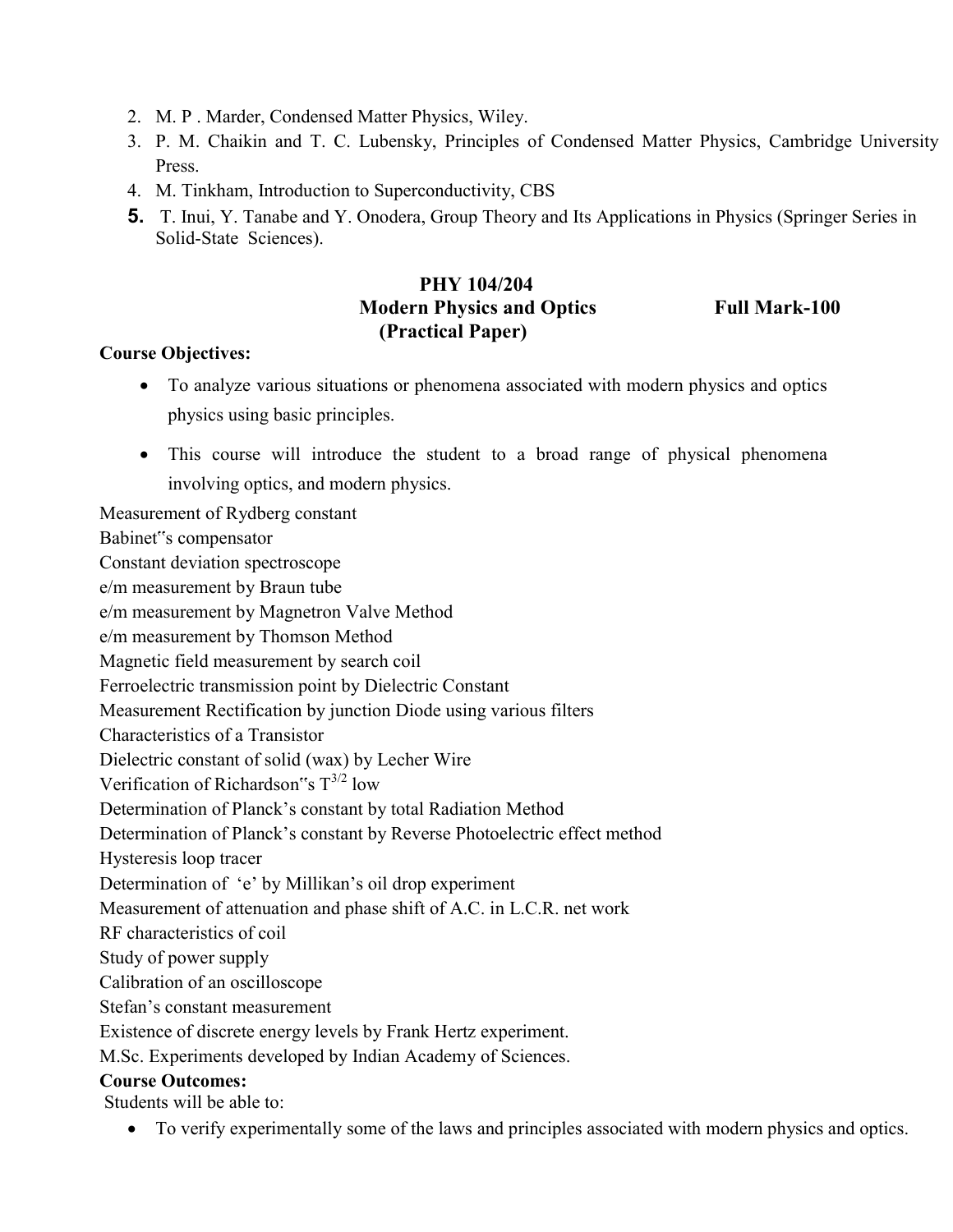2. M. P . Marder, Condensed Matter Physics, Wiley.
3. P. M. Chaikin and T. C. Lubensky, Principles of Condensed Matter Physics, Cambridge University Press.
4. M. Tinkham, Introduction to Superconductivity, CBS
5. T. Inui, Y. Tanabe and Y. Onodera, Group Theory and Its Applications in Physics (Springer Series in Solid-State Sciences).

**PHY 104/204**

**Modern Physics and Optics** **Full Mark-100**

**(Practical Paper)**

**Course Objectives:**

- To analyze various situations or phenomena associated with modern physics and optics physics using basic principles.
- This course will introduce the student to a broad range of physical phenomena involving optics, and modern physics.

Measurement of Rydberg constant
Babinet"s compensator
Constant deviation spectroscope
e/m measurement by Braun tube
e/m measurement by Magnetron Valve Method
e/m measurement by Thomson Method
Magnetic field measurement by search coil
Ferroelectric transmission point by Dielectric Constant
Measurement Rectification by junction Diode using various filters
Characteristics of a Transistor
Dielectric constant of solid (wax) by Lecher Wire
Verification of Richardson"s $T^{3/2}$ low
Determination of Planck's constant by total Radiation Method
Determination of Planck's constant by Reverse Photoelectric effect method
Hysteresis loop tracer
Determination of 'e' by Millikan's oil drop experiment
Measurement of attenuation and phase shift of A.C. in L.C.R. net work
RF characteristics of coil
Study of power supply
Calibration of an oscilloscope
Stefan's constant measurement
Existence of discrete energy levels by Frank Hertz experiment.
M.Sc. Experiments developed by Indian Academy of Sciences.

**Course Outcomes:**

Students will be able to:

- To verify experimentally some of the laws and principles associated with modern physics and optics.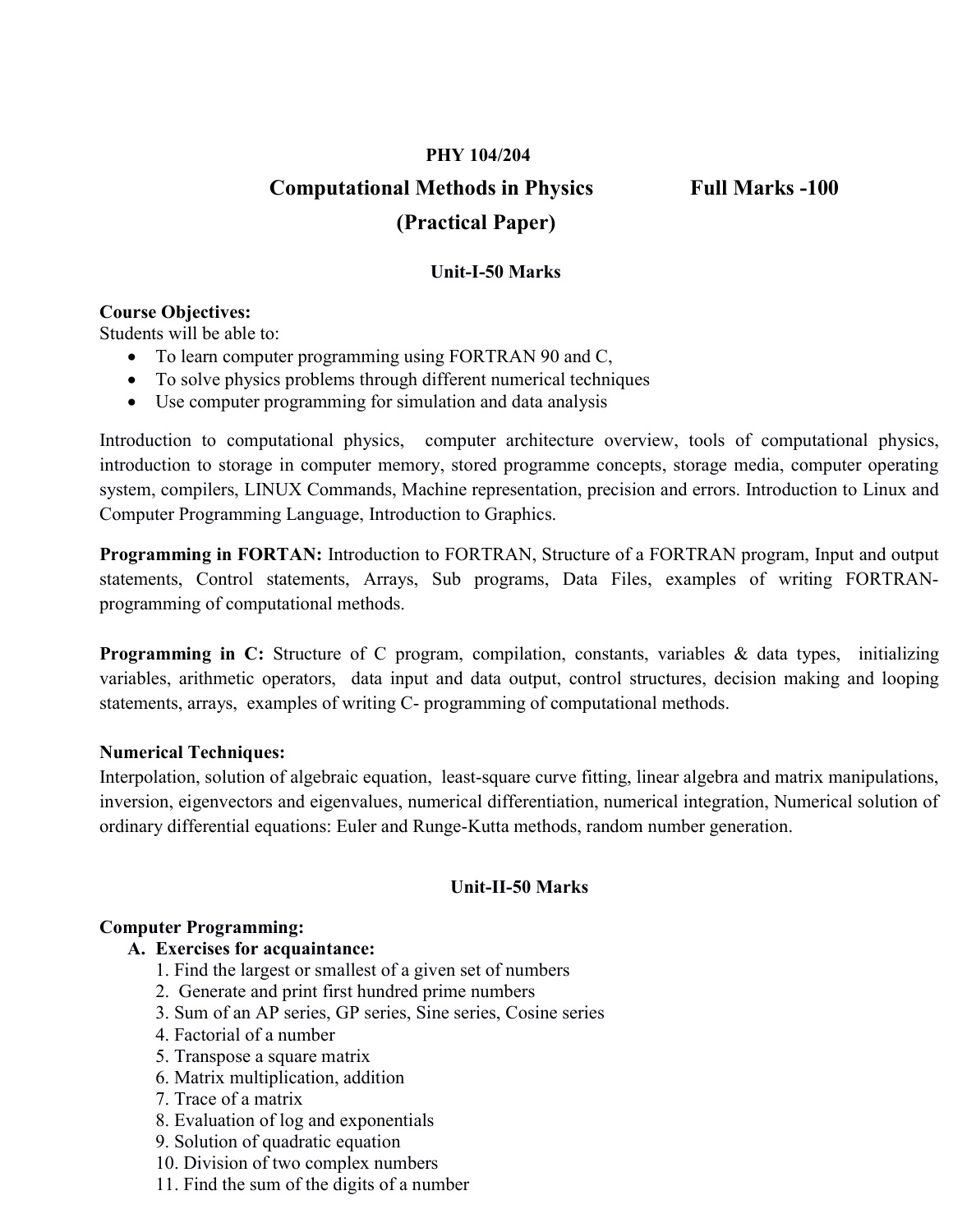**PHY 104/204**

**Computational Methods in Physics** **Full Marks -100**

**(Practical Paper)**

**Unit-I-50 Marks**

**Course Objectives:**

Students will be able to:

- To learn computer programming using FORTRAN 90 and C,
- To solve physics problems through different numerical techniques
- Use computer programming for simulation and data analysis

Introduction to computational physics, computer architecture overview, tools of computational physics, introduction to storage in computer memory, stored programme concepts, storage media, computer operating system, compilers, LINUX Commands, Machine representation, precision and errors. Introduction to Linux and Computer Programming Language, Introduction to Graphics.

**Programming in FORTAN:** Introduction to FORTRAN, Structure of a FORTRAN program, Input and output statements, Control statements, Arrays, Sub programs, Data Files, examples of writing FORTRAN-programming of computational methods.

**Programming in C:** Structure of C program, compilation, constants, variables & data types, initializing variables, arithmetic operators, data input and data output, control structures, decision making and looping statements, arrays, examples of writing C- programming of computational methods.

**Numerical Techniques:**

Interpolation, solution of algebraic equation, least-square curve fitting, linear algebra and matrix manipulations, inversion, eigenvectors and eigenvalues, numerical differentiation, numerical integration, Numerical solution of ordinary differential equations: Euler and Runge-Kutta methods, random number generation.

**Unit-II-50 Marks**

**Computer Programming:**

**A. Exercises for acquaintance:**

1. Find the largest or smallest of a given set of numbers
2. Generate and print first hundred prime numbers
3. Sum of an AP series, GP series, Sine series, Cosine series
4. Factorial of a number
5. Transpose a square matrix
6. Matrix multiplication, addition
7. Trace of a matrix
8. Evaluation of log and exponentials
9. Solution of quadratic equation
10. Division of two complex numbers
11. Find the sum of the digits of a number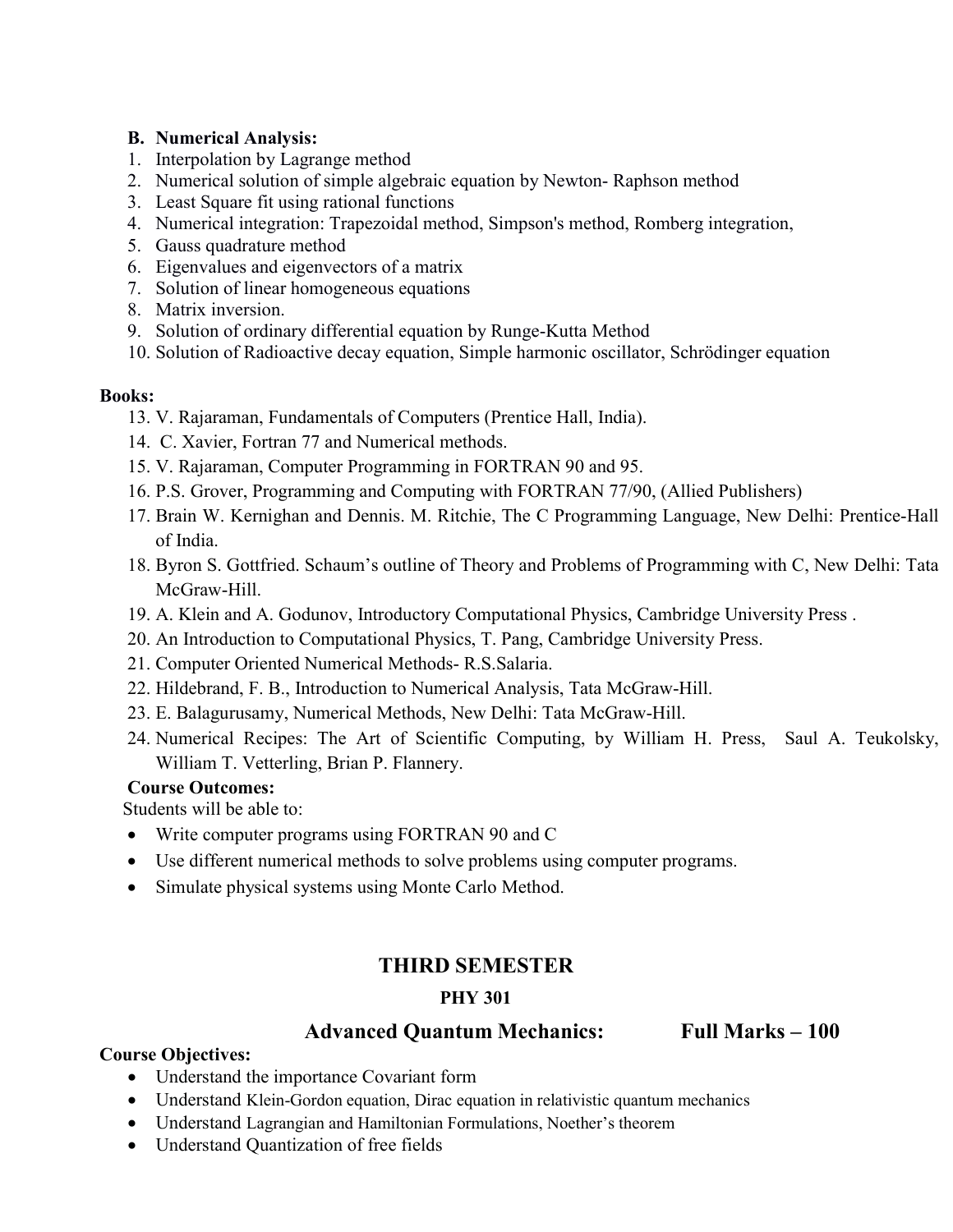**B. Numerical Analysis:**

1. Interpolation by Lagrange method
2. Numerical solution of simple algebraic equation by Newton- Raphson method
3. Least Square fit using rational functions
4. Numerical integration: Trapezoidal method, Simpson's method, Romberg integration,
5. Gauss quadrature method
6. Eigenvalues and eigenvectors of a matrix
7. Solution of linear homogeneous equations
8. Matrix inversion.
9. Solution of ordinary differential equation by Runge-Kutta Method
10. Solution of Radioactive decay equation, Simple harmonic oscillator, Schrödinger equation

**Books:**

13. V. Rajaraman, Fundamentals of Computers (Prentice Hall, India).
14. C. Xavier, Fortran 77 and Numerical methods.
15. V. Rajaraman, Computer Programming in FORTRAN 90 and 95.
16. P.S. Grover, Programming and Computing with FORTRAN 77/90, (Allied Publishers)
17. Brain W. Kernighan and Dennis. M. Ritchie, The C Programming Language, New Delhi: Prentice-Hall of India.
18. Byron S. Gottfried. Schaum's outline of Theory and Problems of Programming with C, New Delhi: Tata McGraw-Hill.
19. A. Klein and A. Godunov, Introductory Computational Physics, Cambridge University Press .
20. An Introduction to Computational Physics, T. Pang, Cambridge University Press.
21. Computer Oriented Numerical Methods- R.S.Salaria.
22. Hildebrand, F. B., Introduction to Numerical Analysis, Tata McGraw-Hill.
23. E. Balagurusamy, Numerical Methods, New Delhi: Tata McGraw-Hill.
24. Numerical Recipes: The Art of Scientific Computing, by William H. Press, Saul A. Teukolsky, William T. Vetterling, Brian P. Flannery.

**Course Outcomes:**

Students will be able to:

- Write computer programs using FORTRAN 90 and C
- Use different numerical methods to solve problems using computer programs.
- Simulate physical systems using Monte Carlo Method.

## THIRD SEMESTER

### PHY 301

### Advanced Quantum Mechanics: Full Marks – 100

**Course Objectives:**

- Understand the importance Covariant form
- Understand Klein-Gordon equation, Dirac equation in relativistic quantum mechanics
- Understand Lagrangian and Hamiltonian Formulations, Noether's theorem
- Understand Quantization of free fields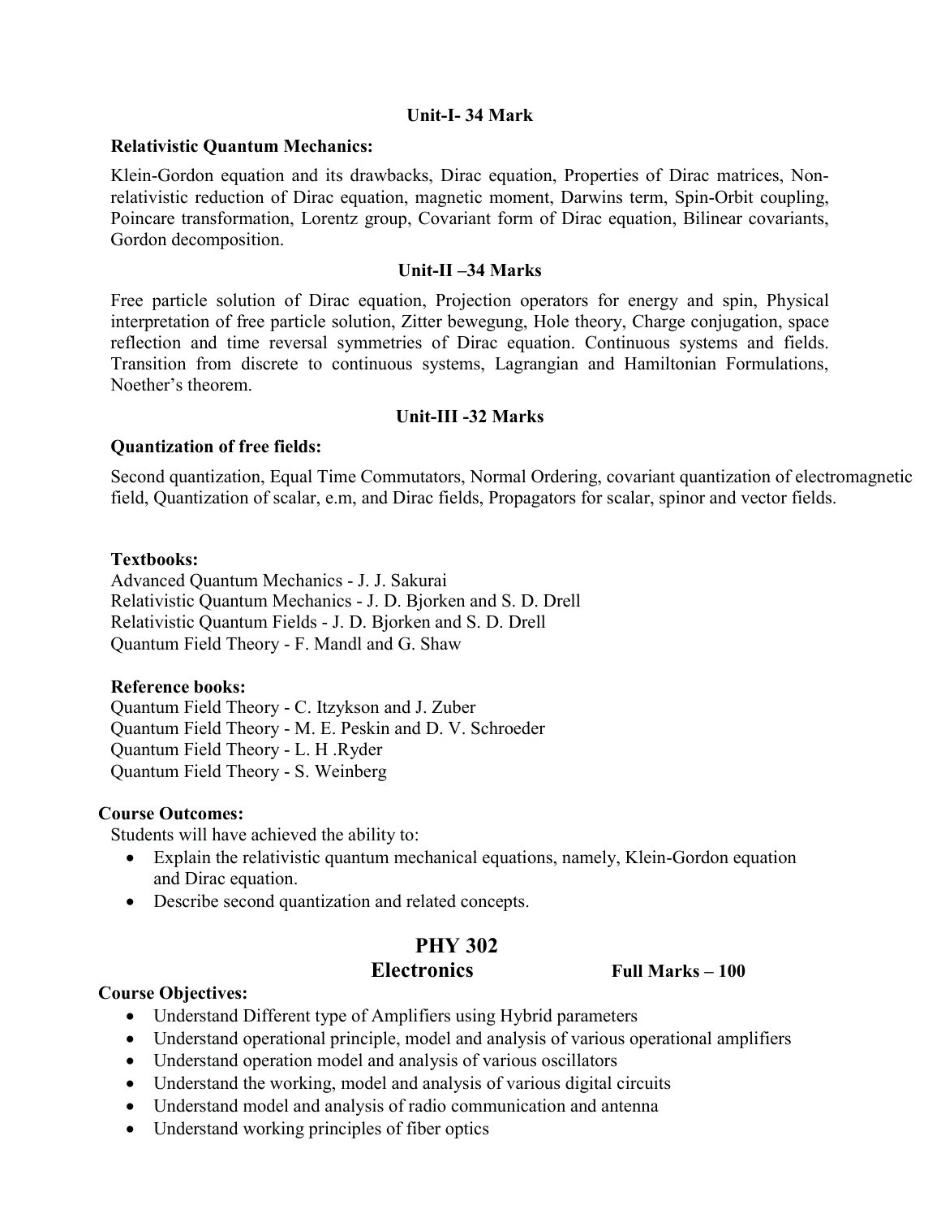**Unit-I- 34 Mark**

**Relativistic Quantum Mechanics:**

Klein-Gordon equation and its drawbacks, Dirac equation, Properties of Dirac matrices, Non-relativistic reduction of Dirac equation, magnetic moment, Darwins term, Spin-Orbit coupling, Poincare transformation, Lorentz group, Covariant form of Dirac equation, Bilinear covariants, Gordon decomposition.

**Unit-II –34 Marks**

Free particle solution of Dirac equation, Projection operators for energy and spin, Physical interpretation of free particle solution, Zitter bewegung, Hole theory, Charge conjugation, space reflection and time reversal symmetries of Dirac equation. Continuous systems and fields. Transition from discrete to continuous systems, Lagrangian and Hamiltonian Formulations, Noether's theorem.

**Unit-III -32 Marks**

**Quantization of free fields:**

Second quantization, Equal Time Commutators, Normal Ordering, covariant quantization of electromagnetic field, Quantization of scalar, e.m, and Dirac fields, Propagators for scalar, spinor and vector fields.

**Textbooks:**
Advanced Quantum Mechanics - J. J. Sakurai
Relativistic Quantum Mechanics - J. D. Bjorken and S. D. Drell
Relativistic Quantum Fields - J. D. Bjorken and S. D. Drell
Quantum Field Theory - F. Mandl and G. Shaw

**Reference books:**
Quantum Field Theory - C. Itzykson and J. Zuber
Quantum Field Theory - M. E. Peskin and D. V. Schroeder
Quantum Field Theory - L. H .Ryder
Quantum Field Theory - S. Weinberg

**Course Outcomes:**

Students will have achieved the ability to:

- Explain the relativistic quantum mechanical equations, namely, Klein-Gordon equation and Dirac equation.
- Describe second quantization and related concepts.

## PHY 302

## Electronics — Full Marks – 100

**Course Objectives:**

- Understand Different type of Amplifiers using Hybrid parameters
- Understand operational principle, model and analysis of various operational amplifiers
- Understand operation model and analysis of various oscillators
- Understand the working, model and analysis of various digital circuits
- Understand model and analysis of radio communication and antenna
- Understand working principles of fiber optics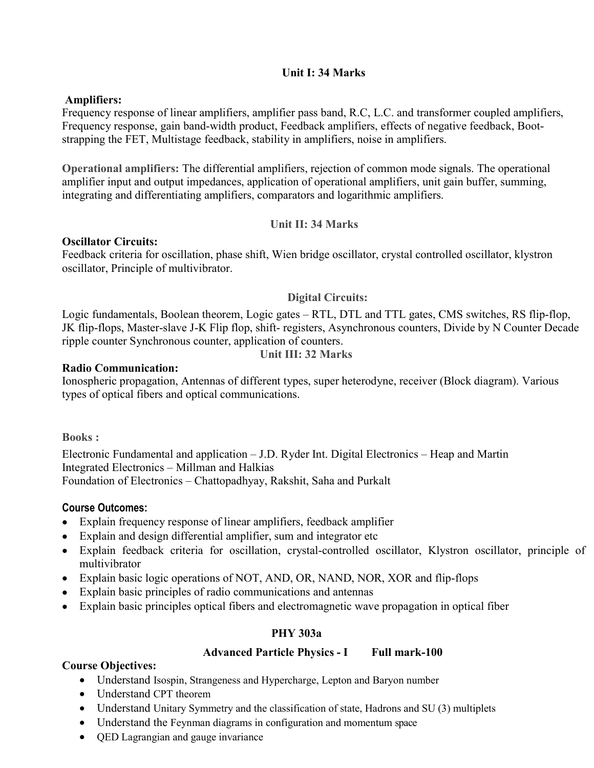**Unit I: 34 Marks**

**Amplifiers:**
Frequency response of linear amplifiers, amplifier pass band, R.C, L.C. and transformer coupled amplifiers, Frequency response, gain band-width product, Feedback amplifiers, effects of negative feedback, Boot-strapping the FET, Multistage feedback, stability in amplifiers, noise in amplifiers.

**Operational amplifiers:** The differential amplifiers, rejection of common mode signals. The operational amplifier input and output impedances, application of operational amplifiers, unit gain buffer, summing, integrating and differentiating amplifiers, comparators and logarithmic amplifiers.

**Unit II: 34 Marks**

**Oscillator Circuits:**
Feedback criteria for oscillation, phase shift, Wien bridge oscillator, crystal controlled oscillator, klystron oscillator, Principle of multivibrator.

**Digital Circuits:**

Logic fundamentals, Boolean theorem, Logic gates – RTL, DTL and TTL gates, CMS switches, RS flip-flop, JK flip-flops, Master-slave J-K Flip flop, shift- registers, Asynchronous counters, Divide by N Counter Decade ripple counter Synchronous counter, application of counters.

**Unit III: 32 Marks**

**Radio Communication:**
Ionospheric propagation, Antennas of different types, super heterodyne, receiver (Block diagram). Various types of optical fibers and optical communications.

**Books :**

Electronic Fundamental and application – J.D. Ryder Int. Digital Electronics – Heap and Martin
Integrated Electronics – Millman and Halkias
Foundation of Electronics – Chattopadhyay, Rakshit, Saha and Purkalt

**Course Outcomes:**

- Explain frequency response of linear amplifiers, feedback amplifier
- Explain and design differential amplifier, sum and integrator etc
- Explain feedback criteria for oscillation, crystal-controlled oscillator, Klystron oscillator, principle of multivibrator
- Explain basic logic operations of NOT, AND, OR, NAND, NOR, XOR and flip-flops
- Explain basic principles of radio communications and antennas
- Explain basic principles optical fibers and electromagnetic wave propagation in optical fiber

**PHY 303a**

**Advanced Particle Physics - I        Full mark-100**

**Course Objectives:**

- Understand Isospin, Strangeness and Hypercharge, Lepton and Baryon number
- Understand CPT theorem
- Understand Unitary Symmetry and the classification of state, Hadrons and SU (3) multiplets
- Understand the Feynman diagrams in configuration and momentum space
- QED Lagrangian and gauge invariance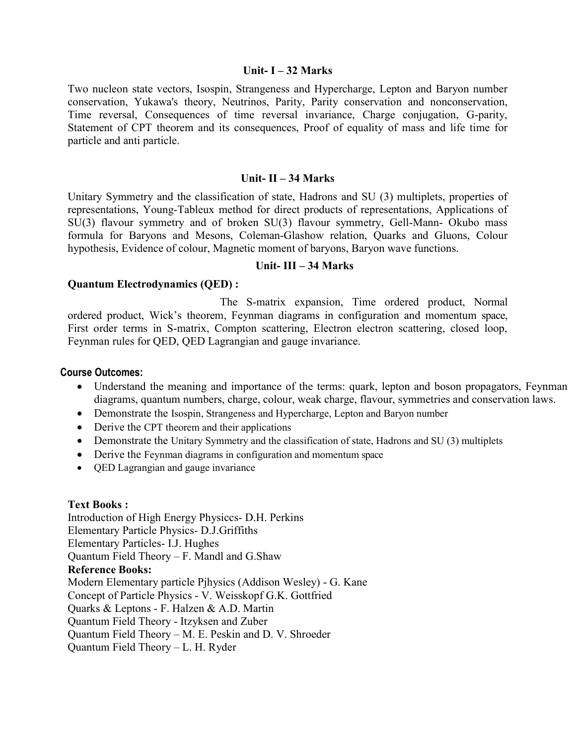### Unit- I – 32 Marks

Two nucleon state vectors, Isospin, Strangeness and Hypercharge, Lepton and Baryon number conservation, Yukawa's theory, Neutrinos, Parity, Parity conservation and nonconservation, Time reversal, Consequences of time reversal invariance, Charge conjugation, G-parity, Statement of CPT theorem and its consequences, Proof of equality of mass and life time for particle and anti particle.

### Unit- II – 34 Marks

Unitary Symmetry and the classification of state, Hadrons and SU (3) multiplets, properties of representations, Young-Tableux method for direct products of representations, Applications of SU(3) flavour symmetry and of broken SU(3) flavour symmetry, Gell-Mann- Okubo mass formula for Baryons and Mesons, Coleman-Glashow relation, Quarks and Gluons, Colour hypothesis, Evidence of colour, Magnetic moment of baryons, Baryon wave functions.

### Unit- III – 34 Marks

**Quantum Electrodynamics (QED) :**

The S-matrix expansion, Time ordered product, Normal ordered product, Wick's theorem, Feynman diagrams in configuration and momentum space, First order terms in S-matrix, Compton scattering, Electron electron scattering, closed loop, Feynman rules for QED, QED Lagrangian and gauge invariance.

**Course Outcomes:**

- Understand the meaning and importance of the terms: quark, lepton and boson propagators, Feynman diagrams, quantum numbers, charge, colour, weak charge, flavour, symmetries and conservation laws.
- Demonstrate the Isospin, Strangeness and Hypercharge, Lepton and Baryon number
- Derive the CPT theorem and their applications
- Demonstrate the Unitary Symmetry and the classification of state, Hadrons and SU (3) multiplets
- Derive the Feynman diagrams in configuration and momentum space
- QED Lagrangian and gauge invariance

**Text Books :**

Introduction of High Energy Physiccs- D.H. Perkins
Elementary Particle Physics- D.J.Griffiths
Elementary Particles- I.J. Hughes
Quantum Field Theory – F. Mandl and G.Shaw

**Reference Books:**

Modern Elementary particle Pjhysics (Addison Wesley) - G. Kane
Concept of Particle Physics - V. Weisskopf G.K. Gottfried
Quarks & Leptons - F. Halzen & A.D. Martin
Quantum Field Theory - Itzyksen and Zuber
Quantum Field Theory – M. E. Peskin and D. V. Shroeder
Quantum Field Theory – L. H. Ryder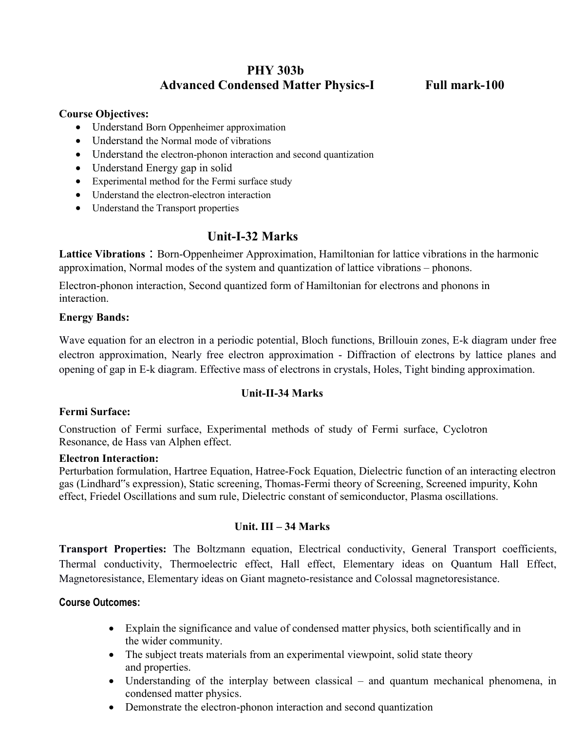# PHY 303b

## Advanced Condensed Matter Physics-I   Full mark-100

**Course Objectives:**

- Understand Born Oppenheimer approximation
- Understand the Normal mode of vibrations
- Understand the electron-phonon interaction and second quantization
- Understand Energy gap in solid
- Experimental method for the Fermi surface study
- Understand the electron-electron interaction
- Understand the Transport properties

## Unit-I-32 Marks

**Lattice Vibrations：** Born-Oppenheimer Approximation, Hamiltonian for lattice vibrations in the harmonic approximation, Normal modes of the system and quantization of lattice vibrations – phonons.

Electron-phonon interaction, Second quantized form of Hamiltonian for electrons and phonons in interaction.

**Energy Bands:**

Wave equation for an electron in a periodic potential, Bloch functions, Brillouin zones, E-k diagram under free electron approximation, Nearly free electron approximation - Diffraction of electrons by lattice planes and opening of gap in E-k diagram. Effective mass of electrons in crystals, Holes, Tight binding approximation.

### Unit-II-34 Marks

**Fermi Surface:**

Construction of Fermi surface, Experimental methods of study of Fermi surface, Cyclotron Resonance, de Hass van Alphen effect.

**Electron Interaction:**

Perturbation formulation, Hartree Equation, Hatree-Fock Equation, Dielectric function of an interacting electron gas (Lindhard"s expression), Static screening, Thomas-Fermi theory of Screening, Screened impurity, Kohn effect, Friedel Oscillations and sum rule, Dielectric constant of semiconductor, Plasma oscillations.

### Unit. III – 34 Marks

**Transport Properties:** The Boltzmann equation, Electrical conductivity, General Transport coefficients, Thermal conductivity, Thermoelectric effect, Hall effect, Elementary ideas on Quantum Hall Effect, Magnetoresistance, Elementary ideas on Giant magneto-resistance and Colossal magnetoresistance.

**Course Outcomes:**

- Explain the significance and value of condensed matter physics, both scientifically and in the wider community.
- The subject treats materials from an experimental viewpoint, solid state theory and properties.
- Understanding of the interplay between classical – and quantum mechanical phenomena, in condensed matter physics.
- Demonstrate the electron-phonon interaction and second quantization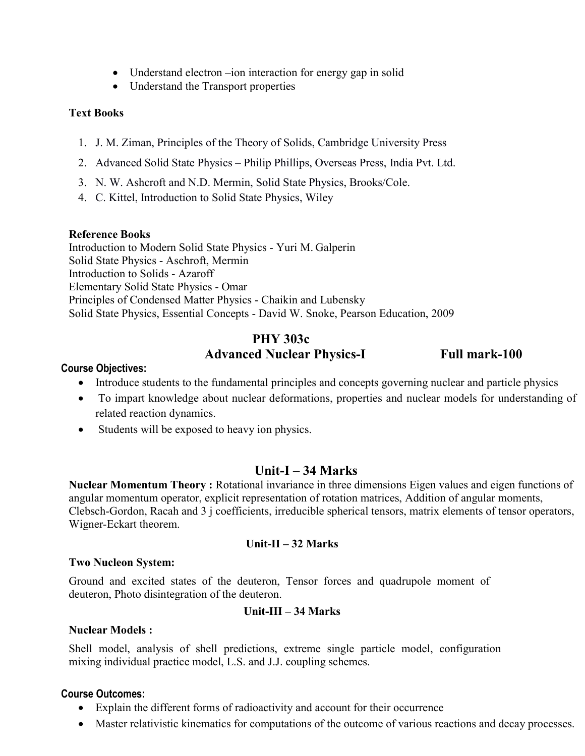- Understand electron –ion interaction for energy gap in solid
- Understand the Transport properties

**Text Books**

1. J. M. Ziman, Principles of the Theory of Solids, Cambridge University Press
2. Advanced Solid State Physics – Philip Phillips, Overseas Press, India Pvt. Ltd.
3. N. W. Ashcroft and N.D. Mermin, Solid State Physics, Brooks/Cole.
4. C. Kittel, Introduction to Solid State Physics, Wiley

**Reference Books**

Introduction to Modern Solid State Physics - Yuri M. Galperin
Solid State Physics - Aschroft, Mermin
Introduction to Solids - Azaroff
Elementary Solid State Physics - Omar
Principles of Condensed Matter Physics - Chaikin and Lubensky
Solid State Physics, Essential Concepts - David W. Snoke, Pearson Education, 2009

## PHY 303c

## Advanced Nuclear Physics-I — Full mark-100

**Course Objectives:**

- Introduce students to the fundamental principles and concepts governing nuclear and particle physics
- To impart knowledge about nuclear deformations, properties and nuclear models for understanding of related reaction dynamics.
- Students will be exposed to heavy ion physics.

## Unit-I – 34 Marks

**Nuclear Momentum Theory :** Rotational invariance in three dimensions Eigen values and eigen functions of angular momentum operator, explicit representation of rotation matrices, Addition of angular moments, Clebsch-Gordon, Racah and 3 j coefficients, irreducible spherical tensors, matrix elements of tensor operators, Wigner-Eckart theorem.

### Unit-II – 32 Marks

**Two Nucleon System:**

Ground and excited states of the deuteron, Tensor forces and quadrupole moment of deuteron, Photo disintegration of the deuteron.

### Unit-III – 34 Marks

**Nuclear Models :**

Shell model, analysis of shell predictions, extreme single particle model, configuration mixing individual practice model, L.S. and J.J. coupling schemes.

**Course Outcomes:**

- Explain the different forms of radioactivity and account for their occurrence
- Master relativistic kinematics for computations of the outcome of various reactions and decay processes.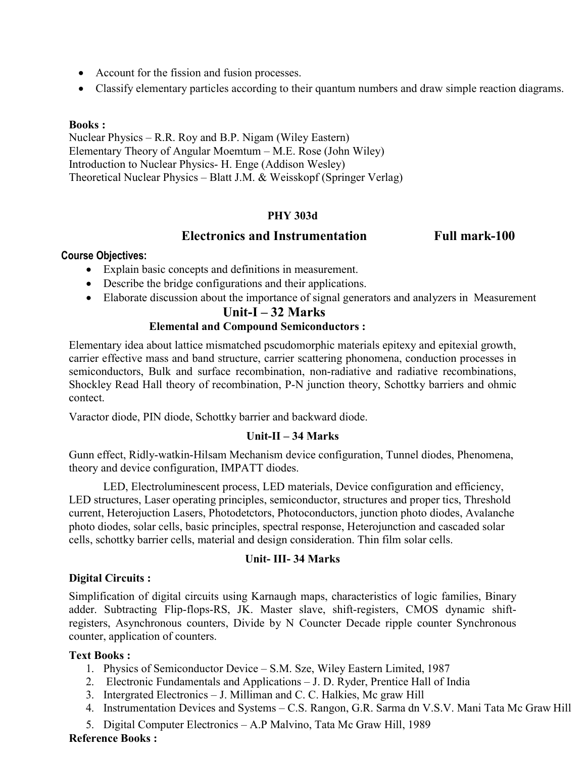- Account for the fission and fusion processes.
- Classify elementary particles according to their quantum numbers and draw simple reaction diagrams.

**Books :**

Nuclear Physics – R.R. Roy and B.P. Nigam (Wiley Eastern)
Elementary Theory of Angular Moemtum – M.E. Rose (John Wiley)
Introduction to Nuclear Physics- H. Enge (Addison Wesley)
Theoretical Nuclear Physics – Blatt J.M. & Weisskopf (Springer Verlag)

## PHY 303d

## Electronics and Instrumentation    Full mark-100

**Course Objectives:**

- Explain basic concepts and definitions in measurement.
- Describe the bridge configurations and their applications.
- Elaborate discussion about the importance of signal generators and analyzers in Measurement

### Unit-I – 32 Marks

**Elemental and Compound Semiconductors :**

Elementary idea about lattice mismatched pscudomorphic materials epitexy and epitexial growth, carrier effective mass and band structure, carrier scattering phonomena, conduction processes in semiconductors, Bulk and surface recombination, non-radiative and radiative recombinations, Shockley Read Hall theory of recombination, P-N junction theory, Schottky barriers and ohmic contect.

Varactor diode, PIN diode, Schottky barrier and backward diode.

### Unit-II – 34 Marks

Gunn effect, Ridly-watkin-Hilsam Mechanism device configuration, Tunnel diodes, Phenomena, theory and device configuration, IMPATT diodes.

LED, Electroluminescent process, LED materials, Device configuration and efficiency, LED structures, Laser operating principles, semiconductor, structures and proper tics, Threshold current, Heterojuction Lasers, Photodetctors, Photoconductors, junction photo diodes, Avalanche photo diodes, solar cells, basic principles, spectral response, Heterojunction and cascaded solar cells, schottky barrier cells, material and design consideration. Thin film solar cells.

### Unit- III- 34 Marks

**Digital Circuits :**

Simplification of digital circuits using Karnaugh maps, characteristics of logic families, Binary adder. Subtracting Flip-flops-RS, JK. Master slave, shift-registers, CMOS dynamic shift-registers, Asynchronous counters, Divide by N Councter Decade ripple counter Synchronous counter, application of counters.

**Text Books :**

1. Physics of Semiconductor Device – S.M. Sze, Wiley Eastern Limited, 1987
2. Electronic Fundamentals and Applications – J. D. Ryder, Prentice Hall of India
3. Intergrated Electronics – J. Milliman and C. C. Halkies, Mc graw Hill
4. Instrumentation Devices and Systems – C.S. Rangon, G.R. Sarma dn V.S.V. Mani Tata Mc Graw Hill
5. Digital Computer Electronics – A.P Malvino, Tata Mc Graw Hill, 1989

**Reference Books :**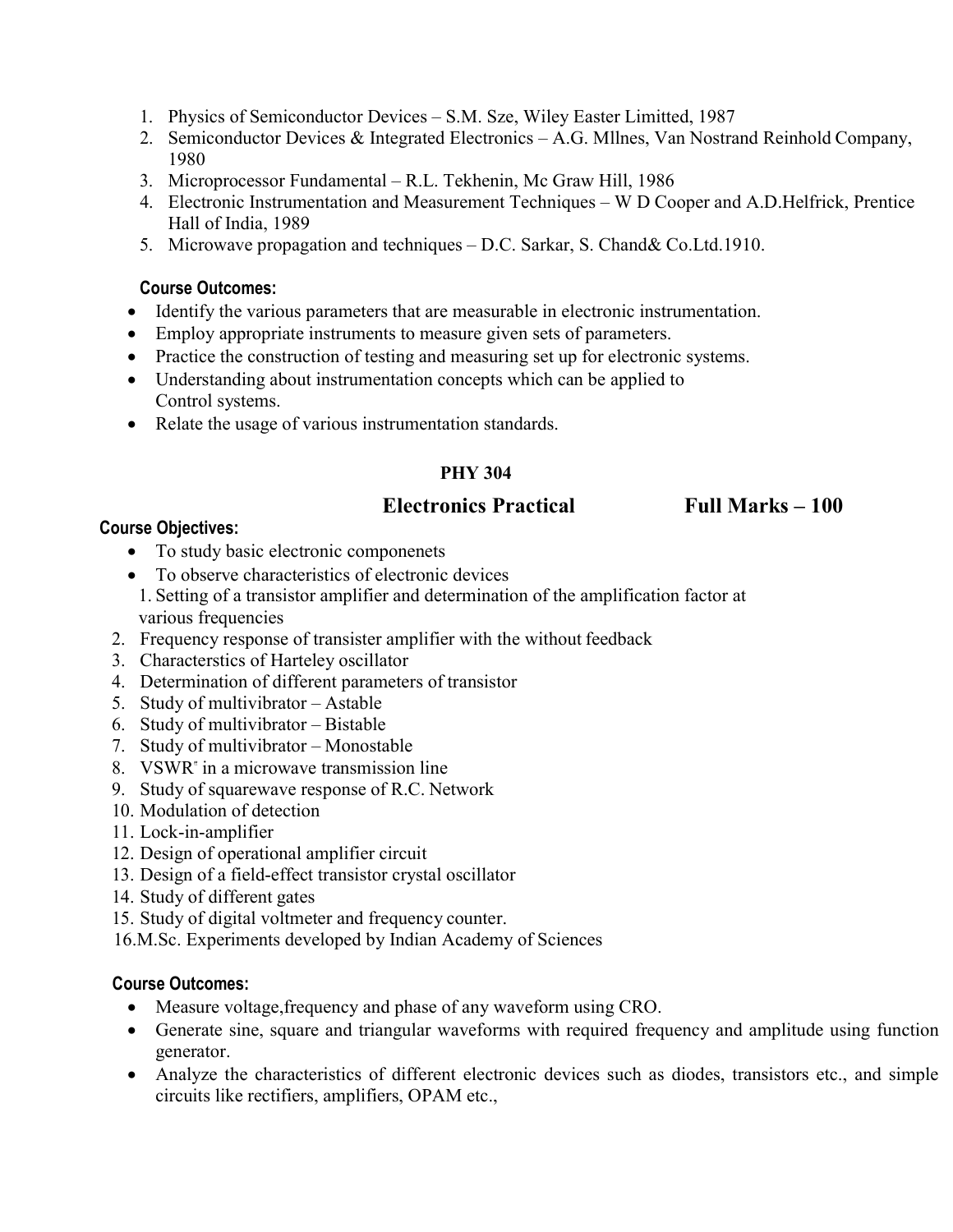1. Physics of Semiconductor Devices – S.M. Sze, Wiley Easter Limitted, 1987
2. Semiconductor Devices & Integrated Electronics – A.G. Mllnes, Van Nostrand Reinhold Company, 1980
3. Microprocessor Fundamental – R.L. Tekhenin, Mc Graw Hill, 1986
4. Electronic Instrumentation and Measurement Techniques – W D Cooper and A.D.Helfrick, Prentice Hall of India, 1989
5. Microwave propagation and techniques – D.C. Sarkar, S. Chand& Co.Ltd.1910.

**Course Outcomes:**

- Identify the various parameters that are measurable in electronic instrumentation.
- Employ appropriate instruments to measure given sets of parameters.
- Practice the construction of testing and measuring set up for electronic systems.
- Understanding about instrumentation concepts which can be applied to Control systems.
- Relate the usage of various instrumentation standards.

## PHY 304

## Electronics Practical Full Marks – 100

**Course Objectives:**

- To study basic electronic componenets
- To observe characteristics of electronic devices

1. Setting of a transistor amplifier and determination of the amplification factor at various frequencies
2. Frequency response of transister amplifier with the without feedback
3. Characterstics of Harteley oscillator
4. Determination of different parameters of transistor
5. Study of multivibrator – Astable
6. Study of multivibrator – Bistable
7. Study of multivibrator – Monostable
8. VSWR" in a microwave transmission line
9. Study of squarewave response of R.C. Network
10. Modulation of detection
11. Lock-in-amplifier
12. Design of operational amplifier circuit
13. Design of a field-effect transistor crystal oscillator
14. Study of different gates
15. Study of digital voltmeter and frequency counter.
16. M.Sc. Experiments developed by Indian Academy of Sciences

**Course Outcomes:**

- Measure voltage,frequency and phase of any waveform using CRO.
- Generate sine, square and triangular waveforms with required frequency and amplitude using function generator.
- Analyze the characteristics of different electronic devices such as diodes, transistors etc., and simple circuits like rectifiers, amplifiers, OPAM etc.,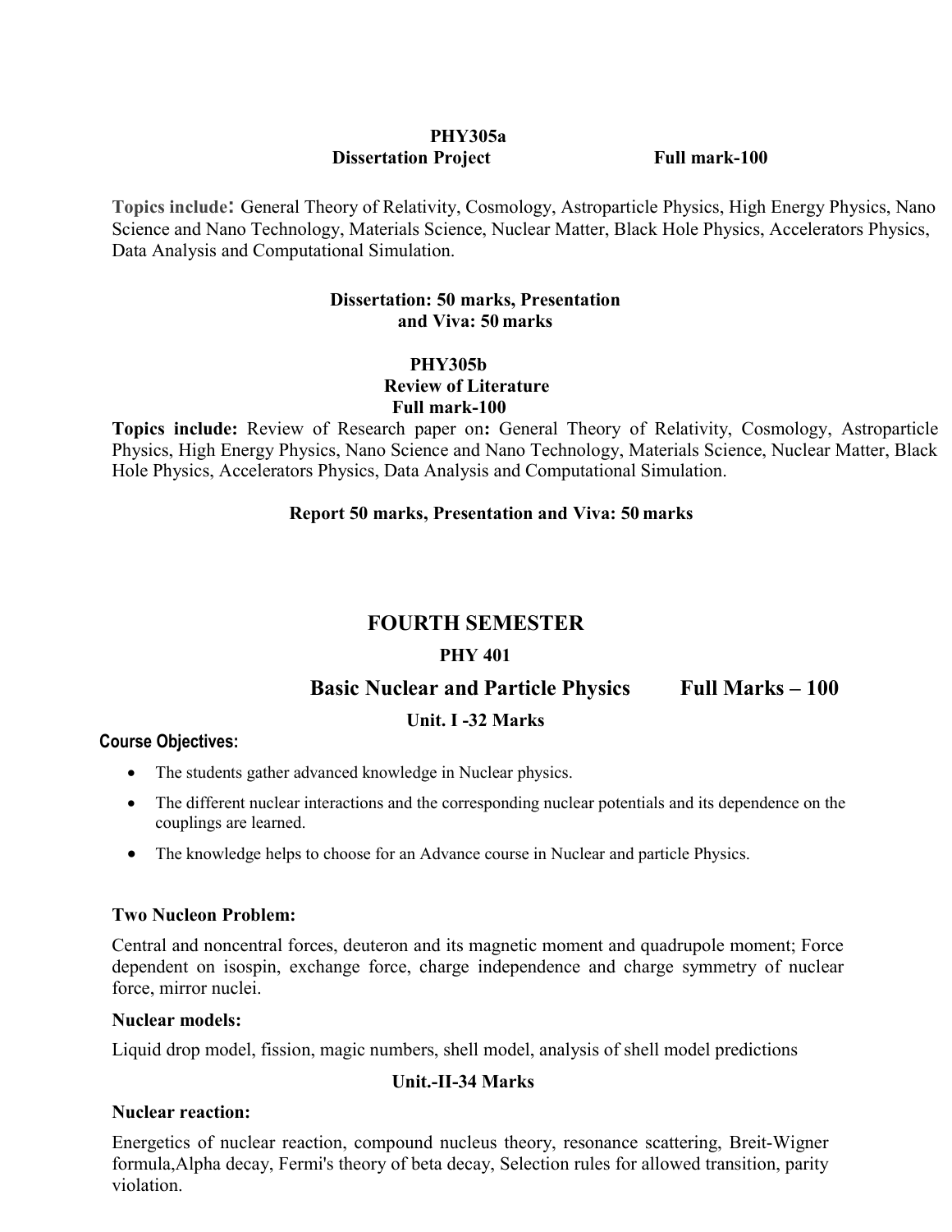**PHY305a**

**Dissertation Project** **Full mark-100**

**Topics include:** General Theory of Relativity, Cosmology, Astroparticle Physics, High Energy Physics, Nano Science and Nano Technology, Materials Science, Nuclear Matter, Black Hole Physics, Accelerators Physics, Data Analysis and Computational Simulation.

**Dissertation: 50 marks, Presentation and Viva: 50 marks**

**PHY305b**

**Review of Literature**

**Full mark-100**

**Topics include:** Review of Research paper on**:** General Theory of Relativity, Cosmology, Astroparticle Physics, High Energy Physics, Nano Science and Nano Technology, Materials Science, Nuclear Matter, Black Hole Physics, Accelerators Physics, Data Analysis and Computational Simulation.

**Report 50 marks, Presentation and Viva: 50 marks**

# FOURTH SEMESTER

## PHY 401

## Basic Nuclear and Particle Physics Full Marks – 100

### Unit. I -32 Marks

**Course Objectives:**

- The students gather advanced knowledge in Nuclear physics.
- The different nuclear interactions and the corresponding nuclear potentials and its dependence on the couplings are learned.
- The knowledge helps to choose for an Advance course in Nuclear and particle Physics.

**Two Nucleon Problem:**

Central and noncentral forces, deuteron and its magnetic moment and quadrupole moment; Force dependent on isospin, exchange force, charge independence and charge symmetry of nuclear force, mirror nuclei.

**Nuclear models:**

Liquid drop model, fission, magic numbers, shell model, analysis of shell model predictions

### Unit.-II-34 Marks

**Nuclear reaction:**

Energetics of nuclear reaction, compound nucleus theory, resonance scattering, Breit-Wigner formula,Alpha decay, Fermi's theory of beta decay, Selection rules for allowed transition, parity violation.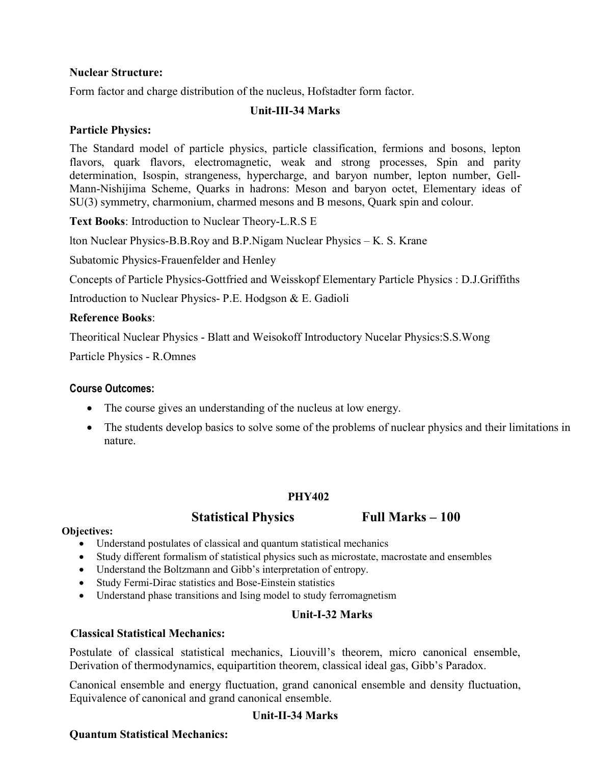**Nuclear Structure:**

Form factor and charge distribution of the nucleus, Hofstadter form factor.

**Unit-III-34 Marks**

**Particle Physics:**

The Standard model of particle physics, particle classification, fermions and bosons, lepton flavors, quark flavors, electromagnetic, weak and strong processes, Spin and parity determination, Isospin, strangeness, hypercharge, and baryon number, lepton number, Gell-Mann-Nishijima Scheme, Quarks in hadrons: Meson and baryon octet, Elementary ideas of SU(3) symmetry, charmonium, charmed mesons and B mesons, Quark spin and colour.

**Text Books**: Introduction to Nuclear Theory-L.R.S E

lton Nuclear Physics-B.B.Roy and B.P.Nigam Nuclear Physics – K. S. Krane

Subatomic Physics-Frauenfelder and Henley

Concepts of Particle Physics-Gottfried and Weisskopf Elementary Particle Physics : D.J.Griffiths

Introduction to Nuclear Physics- P.E. Hodgson & E. Gadioli

**Reference Books**:

Theoritical Nuclear Physics - Blatt and Weisokoff Introductory Nucelar Physics:S.S.Wong

Particle Physics - R.Omnes

**Course Outcomes:**

- The course gives an understanding of the nucleus at low energy.
- The students develop basics to solve some of the problems of nuclear physics and their limitations in nature.

**PHY402**

## Statistical Physics  Full Marks – 100

**Objectives:**

- Understand postulates of classical and quantum statistical mechanics
- Study different formalism of statistical physics such as microstate, macrostate and ensembles
- Understand the Boltzmann and Gibb's interpretation of entropy.
- Study Fermi-Dirac statistics and Bose-Einstein statistics
- Understand phase transitions and Ising model to study ferromagnetism

**Unit-I-32 Marks**

**Classical Statistical Mechanics:**

Postulate of classical statistical mechanics, Liouvill's theorem, micro canonical ensemble, Derivation of thermodynamics, equipartition theorem, classical ideal gas, Gibb's Paradox.

Canonical ensemble and energy fluctuation, grand canonical ensemble and density fluctuation, Equivalence of canonical and grand canonical ensemble.

**Unit-II-34 Marks**

**Quantum Statistical Mechanics:**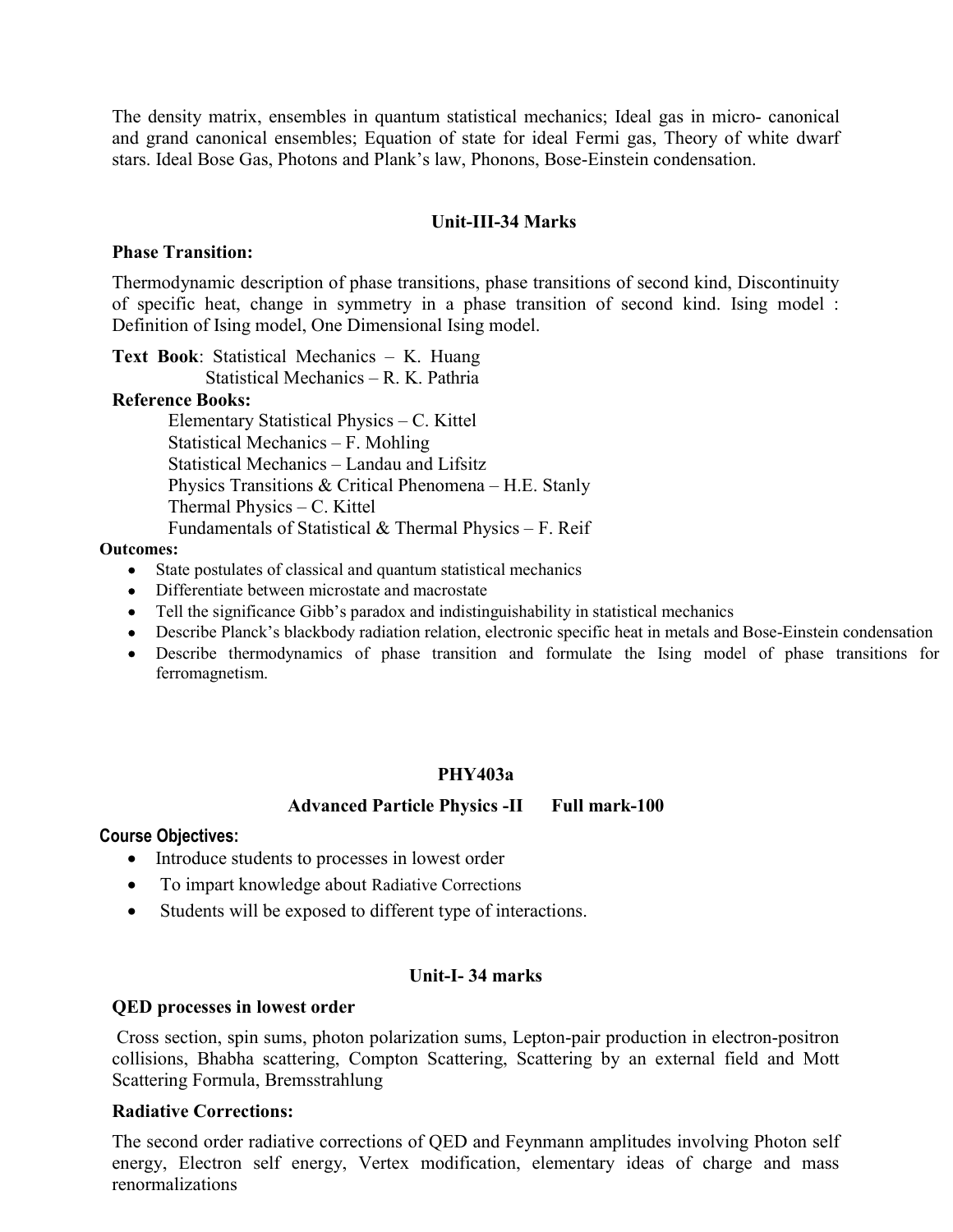The density matrix, ensembles in quantum statistical mechanics; Ideal gas in micro- canonical and grand canonical ensembles; Equation of state for ideal Fermi gas, Theory of white dwarf stars. Ideal Bose Gas, Photons and Plank's law, Phonons, Bose-Einstein condensation.

### Unit-III-34 Marks

**Phase Transition:**

Thermodynamic description of phase transitions, phase transitions of second kind, Discontinuity of specific heat, change in symmetry in a phase transition of second kind. Ising model : Definition of Ising model, One Dimensional Ising model.

**Text Book**: Statistical Mechanics – K. Huang
Statistical Mechanics – R. K. Pathria

**Reference Books:**

Elementary Statistical Physics – C. Kittel
Statistical Mechanics – F. Mohling
Statistical Mechanics – Landau and Lifsitz
Physics Transitions & Critical Phenomena – H.E. Stanly
Thermal Physics – C. Kittel
Fundamentals of Statistical & Thermal Physics – F. Reif

**Outcomes:**

- State postulates of classical and quantum statistical mechanics
- Differentiate between microstate and macrostate
- Tell the significance Gibb's paradox and indistinguishability in statistical mechanics
- Describe Planck's blackbody radiation relation, electronic specific heat in metals and Bose-Einstein condensation
- Describe thermodynamics of phase transition and formulate the Ising model of phase transitions for ferromagnetism.

## PHY403a

### Advanced Particle Physics -II Full mark-100

**Course Objectives:**

- Introduce students to processes in lowest order
- To impart knowledge about Radiative Corrections
- Students will be exposed to different type of interactions.

### Unit-I- 34 marks

**QED processes in lowest order**

Cross section, spin sums, photon polarization sums, Lepton-pair production in electron-positron collisions, Bhabha scattering, Compton Scattering, Scattering by an external field and Mott Scattering Formula, Bremsstrahlung

**Radiative Corrections:**

The second order radiative corrections of QED and Feynmann amplitudes involving Photon self energy, Electron self energy, Vertex modification, elementary ideas of charge and mass renormalizations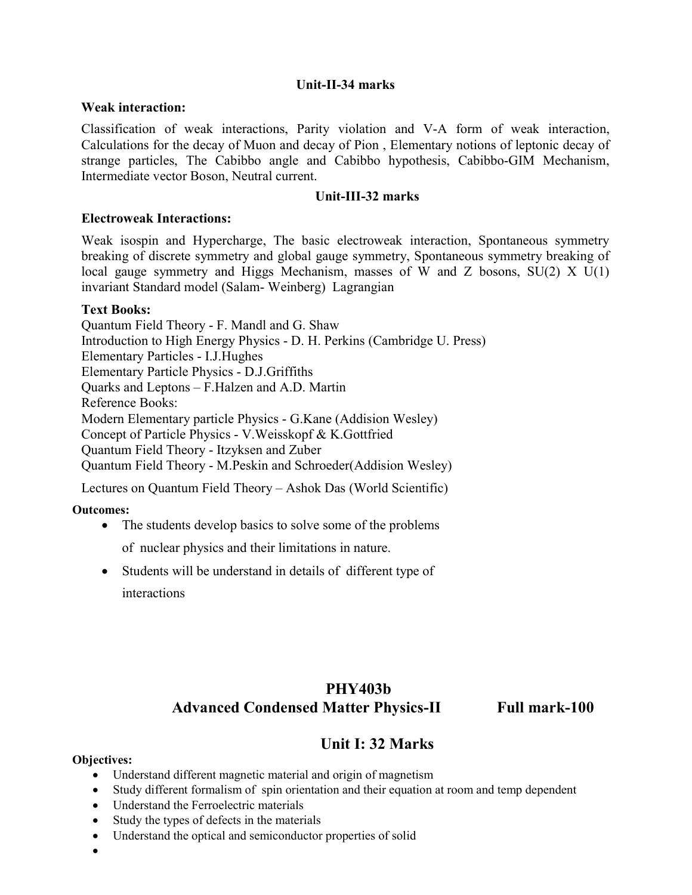**Unit-II-34 marks**

**Weak interaction:**

Classification of weak interactions, Parity violation and V-A form of weak interaction, Calculations for the decay of Muon and decay of Pion , Elementary notions of leptonic decay of strange particles, The Cabibbo angle and Cabibbo hypothesis, Cabibbo-GIM Mechanism, Intermediate vector Boson, Neutral current.

**Unit-III-32 marks**

**Electroweak Interactions:**

Weak isospin and Hypercharge, The basic electroweak interaction, Spontaneous symmetry breaking of discrete symmetry and global gauge symmetry, Spontaneous symmetry breaking of local gauge symmetry and Higgs Mechanism, masses of W and Z bosons, SU(2) X U(1) invariant Standard model (Salam- Weinberg) Lagrangian

**Text Books:**

Quantum Field Theory - F. Mandl and G. Shaw
Introduction to High Energy Physics - D. H. Perkins (Cambridge U. Press)
Elementary Particles - I.J.Hughes
Elementary Particle Physics - D.J.Griffiths
Quarks and Leptons – F.Halzen and A.D. Martin
Reference Books:
Modern Elementary particle Physics - G.Kane (Addision Wesley)
Concept of Particle Physics - V.Weisskopf & K.Gottfried
Quantum Field Theory - Itzyksen and Zuber
Quantum Field Theory - M.Peskin and Schroeder(Addision Wesley)

Lectures on Quantum Field Theory – Ashok Das (World Scientific)

**Outcomes:**

- The students develop basics to solve some of the problems of nuclear physics and their limitations in nature.
- Students will be understand in details of different type of interactions

## PHY403b
## Advanced Condensed Matter Physics-II Full mark-100

## Unit I: 32 Marks

**Objectives:**

- Understand different magnetic material and origin of magnetism
- Study different formalism of spin orientation and their equation at room and temp dependent
- Understand the Ferroelectric materials
- Study the types of defects in the materials
- Understand the optical and semiconductor properties of solid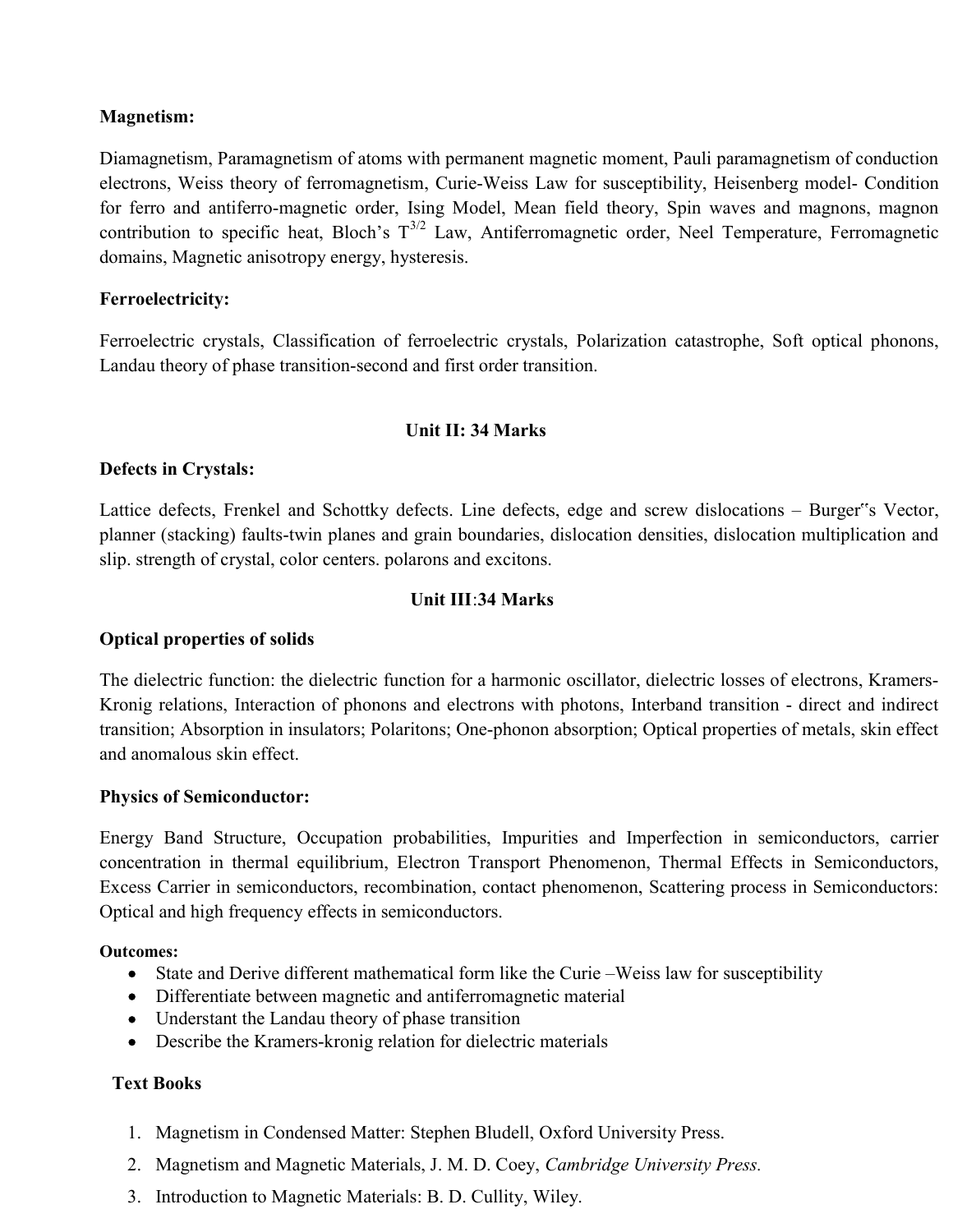**Magnetism:**

Diamagnetism, Paramagnetism of atoms with permanent magnetic moment, Pauli paramagnetism of conduction electrons, Weiss theory of ferromagnetism, Curie-Weiss Law for susceptibility, Heisenberg model- Condition for ferro and antiferro-magnetic order, Ising Model, Mean field theory, Spin waves and magnons, magnon contribution to specific heat, Bloch's $T^{3/2}$ Law, Antiferromagnetic order, Neel Temperature, Ferromagnetic domains, Magnetic anisotropy energy, hysteresis.

**Ferroelectricity:**

Ferroelectric crystals, Classification of ferroelectric crystals, Polarization catastrophe, Soft optical phonons, Landau theory of phase transition-second and first order transition.

**Unit II: 34 Marks**

**Defects in Crystals:**

Lattice defects, Frenkel and Schottky defects. Line defects, edge and screw dislocations – Burger‟s Vector, planner (stacking) faults-twin planes and grain boundaries, dislocation densities, dislocation multiplication and slip. strength of crystal, color centers. polarons and excitons.

**Unit III**:**34 Marks**

**Optical properties of solids**

The dielectric function: the dielectric function for a harmonic oscillator, dielectric losses of electrons, Kramers-Kronig relations, Interaction of phonons and electrons with photons, Interband transition - direct and indirect transition; Absorption in insulators; Polaritons; One-phonon absorption; Optical properties of metals, skin effect and anomalous skin effect.

**Physics of Semiconductor:**

Energy Band Structure, Occupation probabilities, Impurities and Imperfection in semiconductors, carrier concentration in thermal equilibrium, Electron Transport Phenomenon, Thermal Effects in Semiconductors, Excess Carrier in semiconductors, recombination, contact phenomenon, Scattering process in Semiconductors: Optical and high frequency effects in semiconductors.

**Outcomes:**

- State and Derive different mathematical form like the Curie –Weiss law for susceptibility
- Differentiate between magnetic and antiferromagnetic material
- Understant the Landau theory of phase transition
- Describe the Kramers-kronig relation for dielectric materials

**Text Books**

1. Magnetism in Condensed Matter: Stephen Bludell, Oxford University Press.
2. Magnetism and Magnetic Materials, J. M. D. Coey, *Cambridge University Press.*
3. Introduction to Magnetic Materials: B. D. Cullity, Wiley.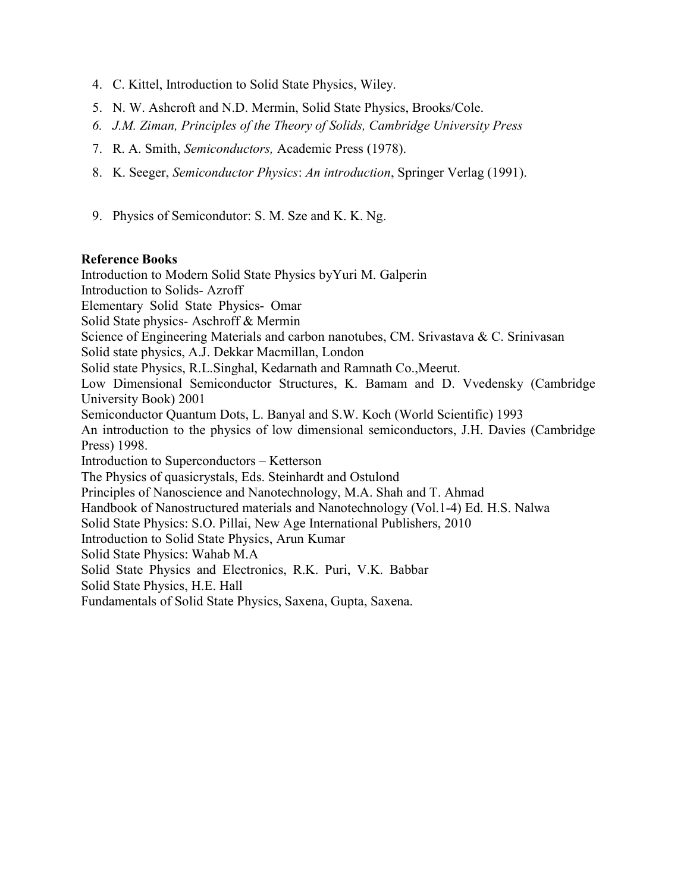4. C. Kittel, Introduction to Solid State Physics, Wiley.
5. N. W. Ashcroft and N.D. Mermin, Solid State Physics, Brooks/Cole.
6. *J.M. Ziman, Principles of the Theory of Solids, Cambridge University Press*
7. R. A. Smith, *Semiconductors,* Academic Press (1978).
8. K. Seeger, *Semiconductor Physics*: *An introduction*, Springer Verlag (1991).
9. Physics of Semicondutor: S. M. Sze and K. K. Ng.

**Reference Books**

Introduction to Modern Solid State Physics byYuri M. Galperin
Introduction to Solids- Azroff
Elementary Solid State Physics- Omar
Solid State physics- Aschroff & Mermin
Science of Engineering Materials and carbon nanotubes, CM. Srivastava & C. Srinivasan
Solid state physics, A.J. Dekkar Macmillan, London
Solid state Physics, R.L.Singhal, Kedarnath and Ramnath Co.,Meerut.
Low Dimensional Semiconductor Structures, K. Bamam and D. Vvedensky (Cambridge University Book) 2001
Semiconductor Quantum Dots, L. Banyal and S.W. Koch (World Scientific) 1993
An introduction to the physics of low dimensional semiconductors, J.H. Davies (Cambridge Press) 1998.
Introduction to Superconductors – Ketterson
The Physics of quasicrystals, Eds. Steinhardt and Ostulond
Principles of Nanoscience and Nanotechnology, M.A. Shah and T. Ahmad
Handbook of Nanostructured materials and Nanotechnology (Vol.1-4) Ed. H.S. Nalwa
Solid State Physics: S.O. Pillai, New Age International Publishers, 2010
Introduction to Solid State Physics, Arun Kumar
Solid State Physics: Wahab M.A
Solid State Physics and Electronics, R.K. Puri, V.K. Babbar
Solid State Physics, H.E. Hall
Fundamentals of Solid State Physics, Saxena, Gupta, Saxena.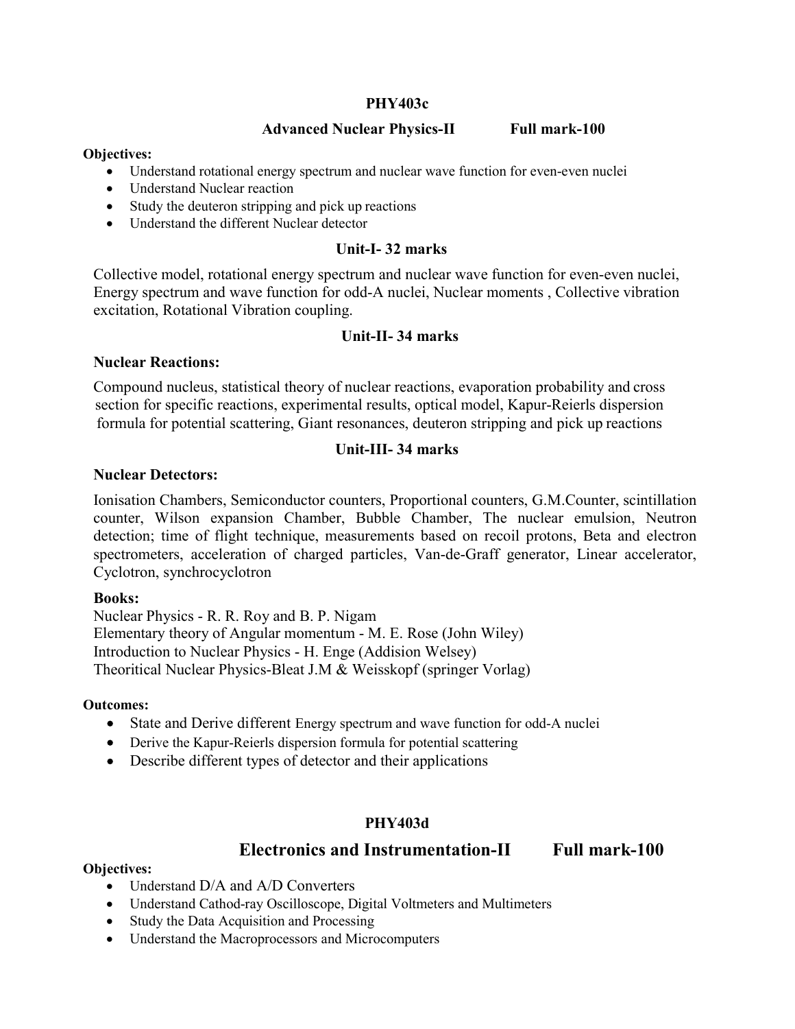## PHY403c

### Advanced Nuclear Physics-II Full mark-100

**Objectives:**

- Understand rotational energy spectrum and nuclear wave function for even-even nuclei
- Understand Nuclear reaction
- Study the deuteron stripping and pick up reactions
- Understand the different Nuclear detector

#### Unit-I- 32 marks

Collective model, rotational energy spectrum and nuclear wave function for even-even nuclei, Energy spectrum and wave function for odd-A nuclei, Nuclear moments , Collective vibration excitation, Rotational Vibration coupling.

#### Unit-II- 34 marks

**Nuclear Reactions:**

Compound nucleus, statistical theory of nuclear reactions, evaporation probability and cross section for specific reactions, experimental results, optical model, Kapur-Reierls dispersion formula for potential scattering, Giant resonances, deuteron stripping and pick up reactions

#### Unit-III- 34 marks

**Nuclear Detectors:**

Ionisation Chambers, Semiconductor counters, Proportional counters, G.M.Counter, scintillation counter, Wilson expansion Chamber, Bubble Chamber, The nuclear emulsion, Neutron detection; time of flight technique, measurements based on recoil protons, Beta and electron spectrometers, acceleration of charged particles, Van-de-Graff generator, Linear accelerator, Cyclotron, synchrocyclotron

**Books:**

Nuclear Physics - R. R. Roy and B. P. Nigam
Elementary theory of Angular momentum - M. E. Rose (John Wiley)
Introduction to Nuclear Physics - H. Enge (Addision Welsey)
Theoritical Nuclear Physics-Bleat J.M & Weisskopf (springer Vorlag)

**Outcomes:**

- State and Derive different Energy spectrum and wave function for odd-A nuclei
- Derive the Kapur-Reierls dispersion formula for potential scattering
- Describe different types of detector and their applications

## PHY403d

### Electronics and Instrumentation-II Full mark-100

**Objectives:**

- Understand D/A and A/D Converters
- Understand Cathod-ray Oscilloscope, Digital Voltmeters and Multimeters
- Study the Data Acquisition and Processing
- Understand the Macroprocessors and Microcomputers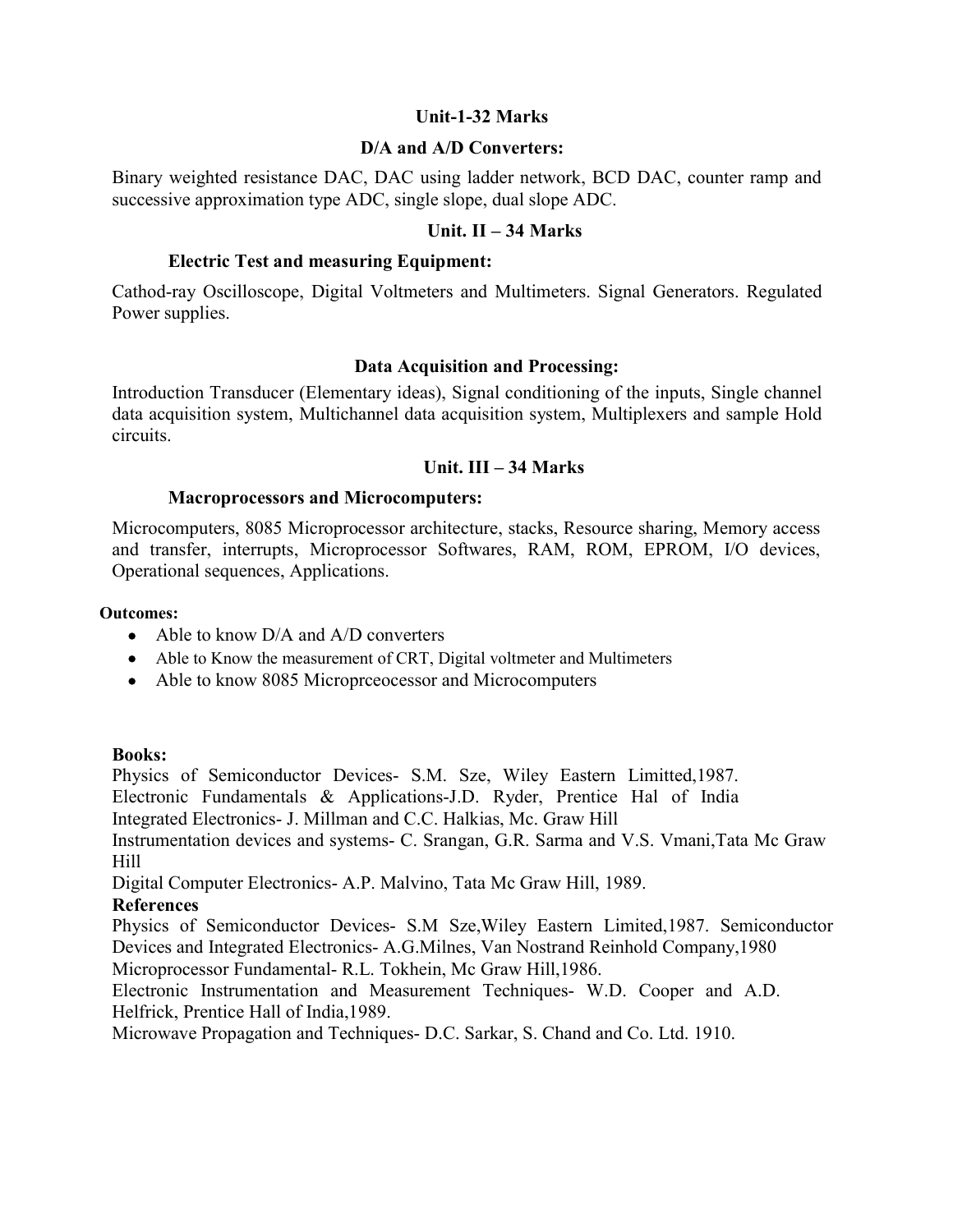**Unit-1-32 Marks**

**D/A and A/D Converters:**

Binary weighted resistance DAC, DAC using ladder network, BCD DAC, counter ramp and successive approximation type ADC, single slope, dual slope ADC.

**Unit. II – 34 Marks**

**Electric Test and measuring Equipment:**

Cathod-ray Oscilloscope, Digital Voltmeters and Multimeters. Signal Generators. Regulated Power supplies.

**Data Acquisition and Processing:**

Introduction Transducer (Elementary ideas), Signal conditioning of the inputs, Single channel data acquisition system, Multichannel data acquisition system, Multiplexers and sample Hold circuits.

**Unit. III – 34 Marks**

**Macroprocessors and Microcomputers:**

Microcomputers, 8085 Microprocessor architecture, stacks, Resource sharing, Memory access and transfer, interrupts, Microprocessor Softwares, RAM, ROM, EPROM, I/O devices, Operational sequences, Applications.

**Outcomes:**

- Able to know D/A and A/D converters
- Able to Know the measurement of CRT, Digital voltmeter and Multimeters
- Able to know 8085 Microprceocessor and Microcomputers

**Books:**

Physics of Semiconductor Devices- S.M. Sze, Wiley Eastern Limitted,1987.
Electronic Fundamentals & Applications-J.D. Ryder, Prentice Hal of India
Integrated Electronics- J. Millman and C.C. Halkias, Mc. Graw Hill
Instrumentation devices and systems- C. Srangan, G.R. Sarma and V.S. Vmani,Tata Mc Graw Hill
Digital Computer Electronics- A.P. Malvino, Tata Mc Graw Hill, 1989.

**References**

Physics of Semiconductor Devices- S.M Sze,Wiley Eastern Limited,1987. Semiconductor Devices and Integrated Electronics- A.G.Milnes, Van Nostrand Reinhold Company,1980
Microprocessor Fundamental- R.L. Tokhein, Mc Graw Hill,1986.
Electronic Instrumentation and Measurement Techniques- W.D. Cooper and A.D. Helfrick, Prentice Hall of India,1989.
Microwave Propagation and Techniques- D.C. Sarkar, S. Chand and Co. Ltd. 1910.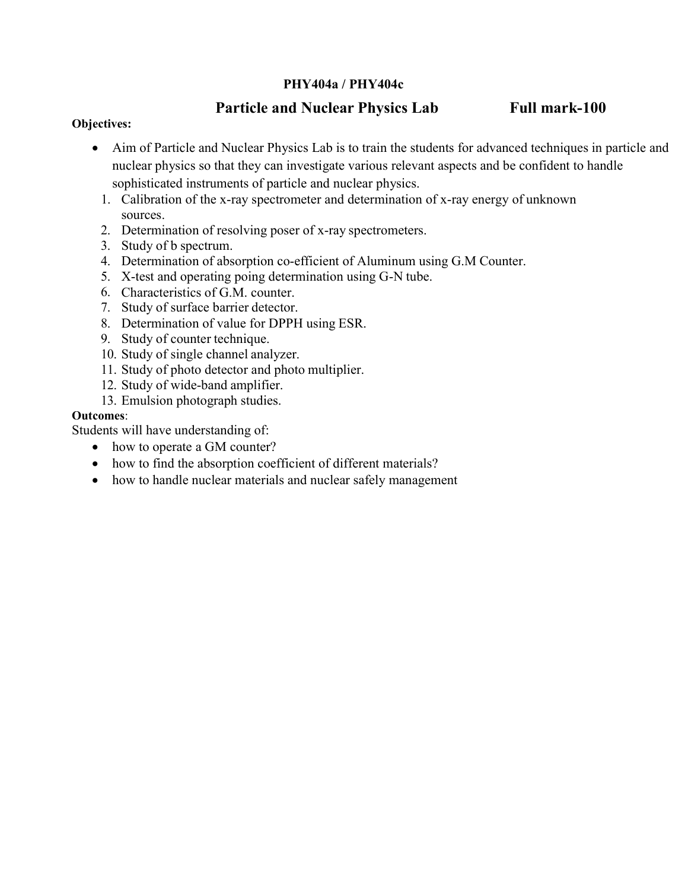**PHY404a / PHY404c**

## Particle and Nuclear Physics Lab Full mark-100

**Objectives:**

- Aim of Particle and Nuclear Physics Lab is to train the students for advanced techniques in particle and nuclear physics so that they can investigate various relevant aspects and be confident to handle sophisticated instruments of particle and nuclear physics.

1. Calibration of the x-ray spectrometer and determination of x-ray energy of unknown sources.
2. Determination of resolving poser of x-ray spectrometers.
3. Study of b spectrum.
4. Determination of absorption co-efficient of Aluminum using G.M Counter.
5. X-test and operating poing determination using G-N tube.
6. Characteristics of G.M. counter.
7. Study of surface barrier detector.
8. Determination of value for DPPH using ESR.
9. Study of counter technique.
10. Study of single channel analyzer.
11. Study of photo detector and photo multiplier.
12. Study of wide-band amplifier.
13. Emulsion photograph studies.

**Outcomes**:

Students will have understanding of:

- how to operate a GM counter?
- how to find the absorption coefficient of different materials?
- how to handle nuclear materials and nuclear safely management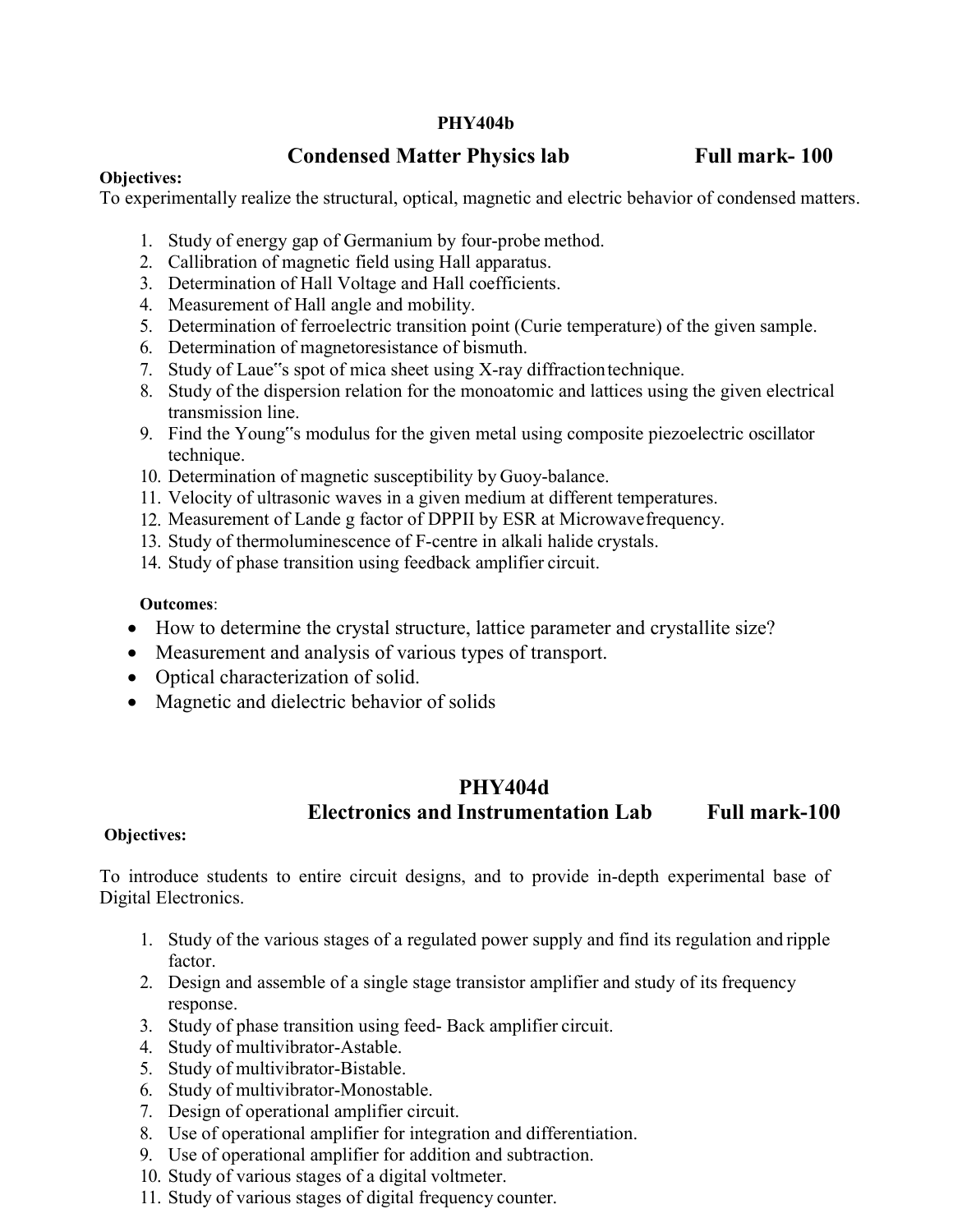**PHY404b**

## Condensed Matter Physics lab Full mark- 100

**Objectives:**

To experimentally realize the structural, optical, magnetic and electric behavior of condensed matters.

1. Study of energy gap of Germanium by four-probe method.
2. Callibration of magnetic field using Hall apparatus.
3. Determination of Hall Voltage and Hall coefficients.
4. Measurement of Hall angle and mobility.
5. Determination of ferroelectric transition point (Curie temperature) of the given sample.
6. Determination of magnetoresistance of bismuth.
7. Study of Laue"s spot of mica sheet using X-ray diffraction technique.
8. Study of the dispersion relation for the monoatomic and lattices using the given electrical transmission line.
9. Find the Young"s modulus for the given metal using composite piezoelectric oscillator technique.
10. Determination of magnetic susceptibility by Guoy-balance.
11. Velocity of ultrasonic waves in a given medium at different temperatures.
12. Measurement of Lande g factor of DPPII by ESR at Microwave frequency.
13. Study of thermoluminescence of F-centre in alkali halide crystals.
14. Study of phase transition using feedback amplifier circuit.

**Outcomes**:

- How to determine the crystal structure, lattice parameter and crystallite size?
- Measurement and analysis of various types of transport.
- Optical characterization of solid.
- Magnetic and dielectric behavior of solids

**PHY404d**

## Electronics and Instrumentation Lab Full mark-100

**Objectives:**

To introduce students to entire circuit designs, and to provide in-depth experimental base of Digital Electronics.

1. Study of the various stages of a regulated power supply and find its regulation and ripple factor.
2. Design and assemble of a single stage transistor amplifier and study of its frequency response.
3. Study of phase transition using feed- Back amplifier circuit.
4. Study of multivibrator-Astable.
5. Study of multivibrator-Bistable.
6. Study of multivibrator-Monostable.
7. Design of operational amplifier circuit.
8. Use of operational amplifier for integration and differentiation.
9. Use of operational amplifier for addition and subtraction.
10. Study of various stages of a digital voltmeter.
11. Study of various stages of digital frequency counter.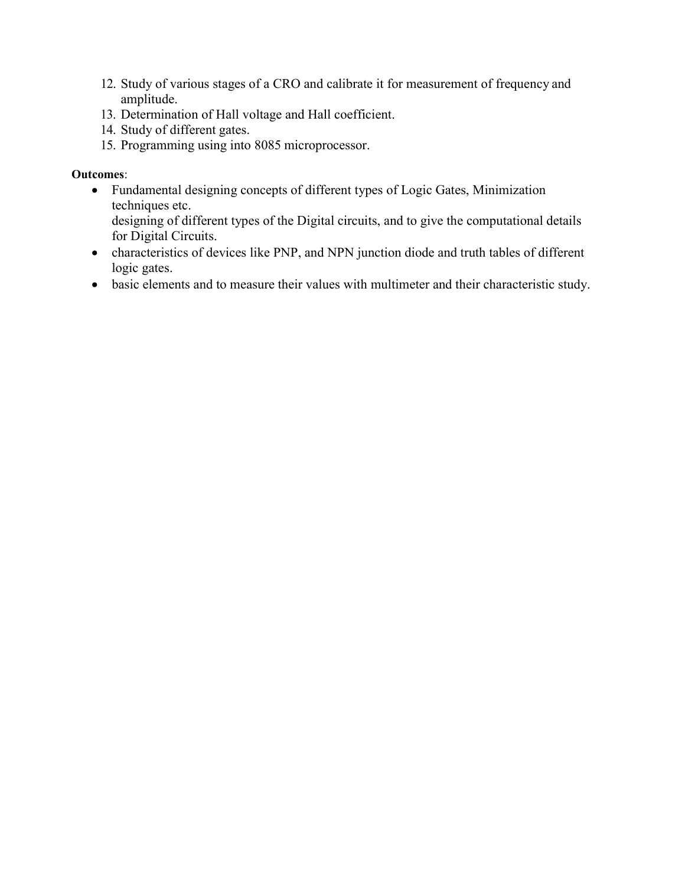12. Study of various stages of a CRO and calibrate it for measurement of frequency and amplitude.
13. Determination of Hall voltage and Hall coefficient.
14. Study of different gates.
15. Programming using into 8085 microprocessor.

**Outcomes**:

- Fundamental designing concepts of different types of Logic Gates, Minimization techniques etc.
  designing of different types of the Digital circuits, and to give the computational details for Digital Circuits.
- characteristics of devices like PNP, and NPN junction diode and truth tables of different logic gates.
- basic elements and to measure their values with multimeter and their characteristic study.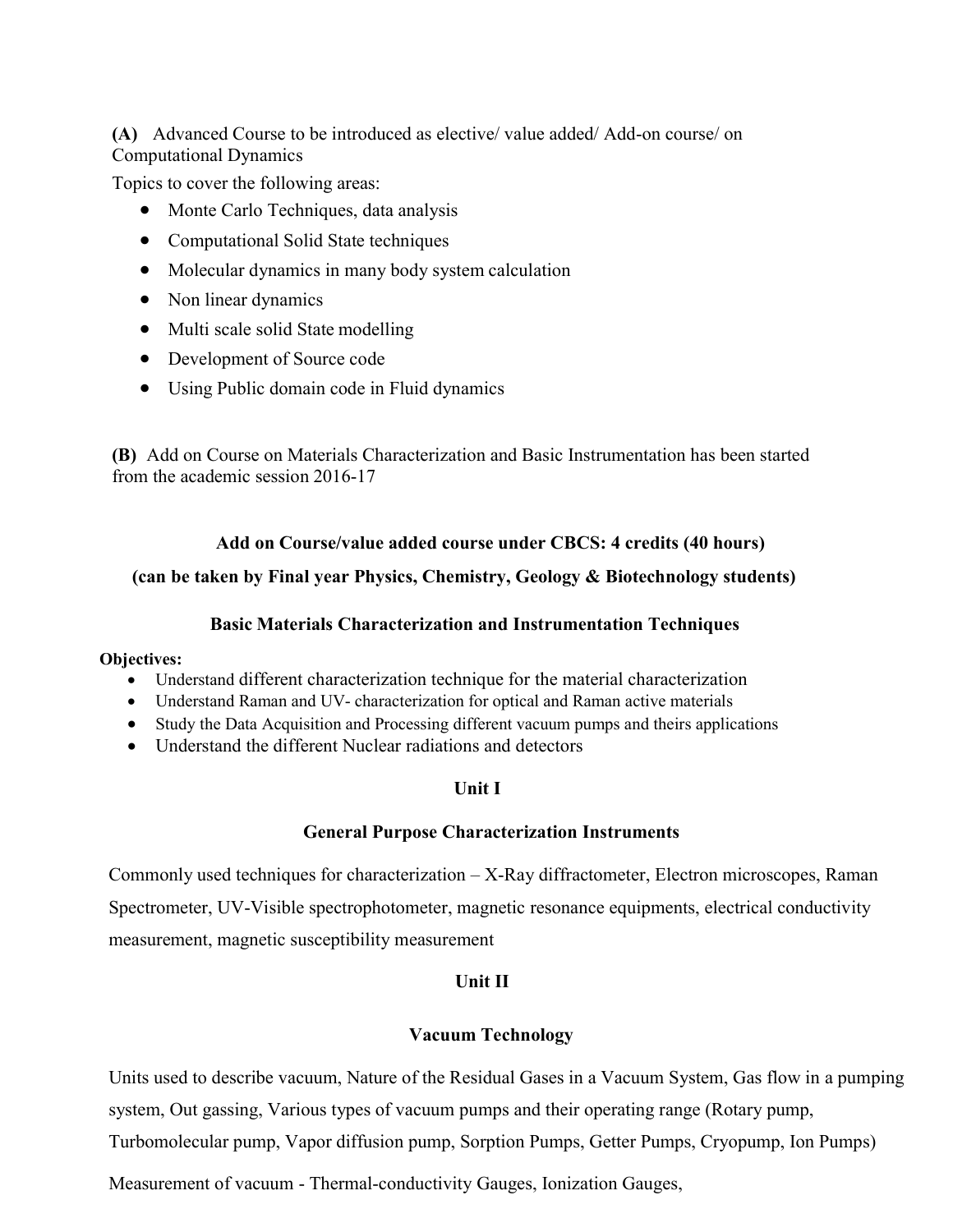**(A)** Advanced Course to be introduced as elective/ value added/ Add-on course/ on Computational Dynamics

Topics to cover the following areas:

- Monte Carlo Techniques, data analysis
- Computational Solid State techniques
- Molecular dynamics in many body system calculation
- Non linear dynamics
- Multi scale solid State modelling
- Development of Source code
- Using Public domain code in Fluid dynamics

**(B)** Add on Course on Materials Characterization and Basic Instrumentation has been started from the academic session 2016-17

**Add on Course/value added course under CBCS: 4 credits (40 hours)**

**(can be taken by Final year Physics, Chemistry, Geology & Biotechnology students)**

**Basic Materials Characterization and Instrumentation Techniques**

**Objectives:**

- Understand different characterization technique for the material characterization
- Understand Raman and UV- characterization for optical and Raman active materials
- Study the Data Acquisition and Processing different vacuum pumps and theirs applications
- Understand the different Nuclear radiations and detectors

**Unit I**

**General Purpose Characterization Instruments**

Commonly used techniques for characterization – X-Ray diffractometer, Electron microscopes, Raman Spectrometer, UV-Visible spectrophotometer, magnetic resonance equipments, electrical conductivity measurement, magnetic susceptibility measurement

**Unit II**

**Vacuum Technology**

Units used to describe vacuum, Nature of the Residual Gases in a Vacuum System, Gas flow in a pumping system, Out gassing, Various types of vacuum pumps and their operating range (Rotary pump, Turbomolecular pump, Vapor diffusion pump, Sorption Pumps, Getter Pumps, Cryopump, Ion Pumps)

Measurement of vacuum - Thermal-conductivity Gauges, Ionization Gauges,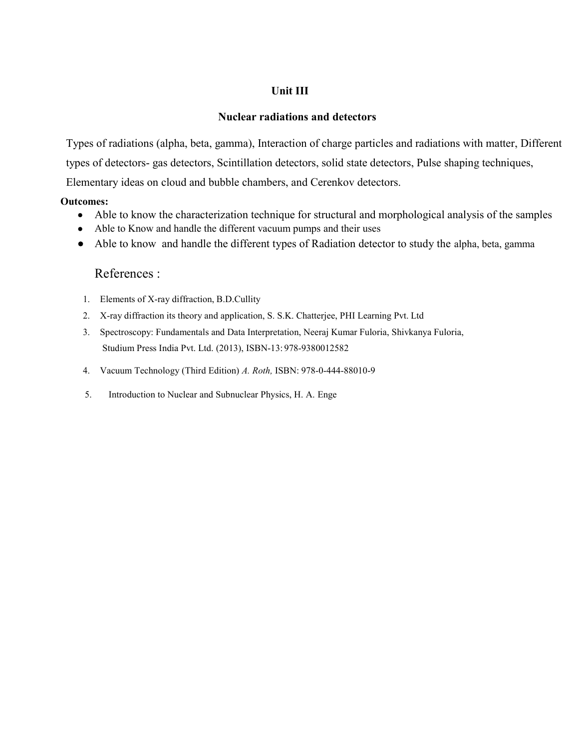## Unit III

## Nuclear radiations and detectors

Types of radiations (alpha, beta, gamma), Interaction of charge particles and radiations with matter, Different types of detectors- gas detectors, Scintillation detectors, solid state detectors, Pulse shaping techniques, Elementary ideas on cloud and bubble chambers, and Cerenkov detectors.

**Outcomes:**

- Able to know the characterization technique for structural and morphological analysis of the samples
- Able to Know and handle the different vacuum pumps and their uses
- Able to know and handle the different types of Radiation detector to study the alpha, beta, gamma

### References :

1. Elements of X-ray diffraction, B.D.Cullity
2. X-ray diffraction its theory and application, S. S.K. Chatterjee, PHI Learning Pvt. Ltd
3. Spectroscopy: Fundamentals and Data Interpretation, Neeraj Kumar Fuloria, Shivkanya Fuloria, Studium Press India Pvt. Ltd. (2013), ISBN-13: 978-9380012582
4. Vacuum Technology (Third Edition) *A. Roth,* ISBN: 978-0-444-88010-9
5. Introduction to Nuclear and Subnuclear Physics, H. A. Enge